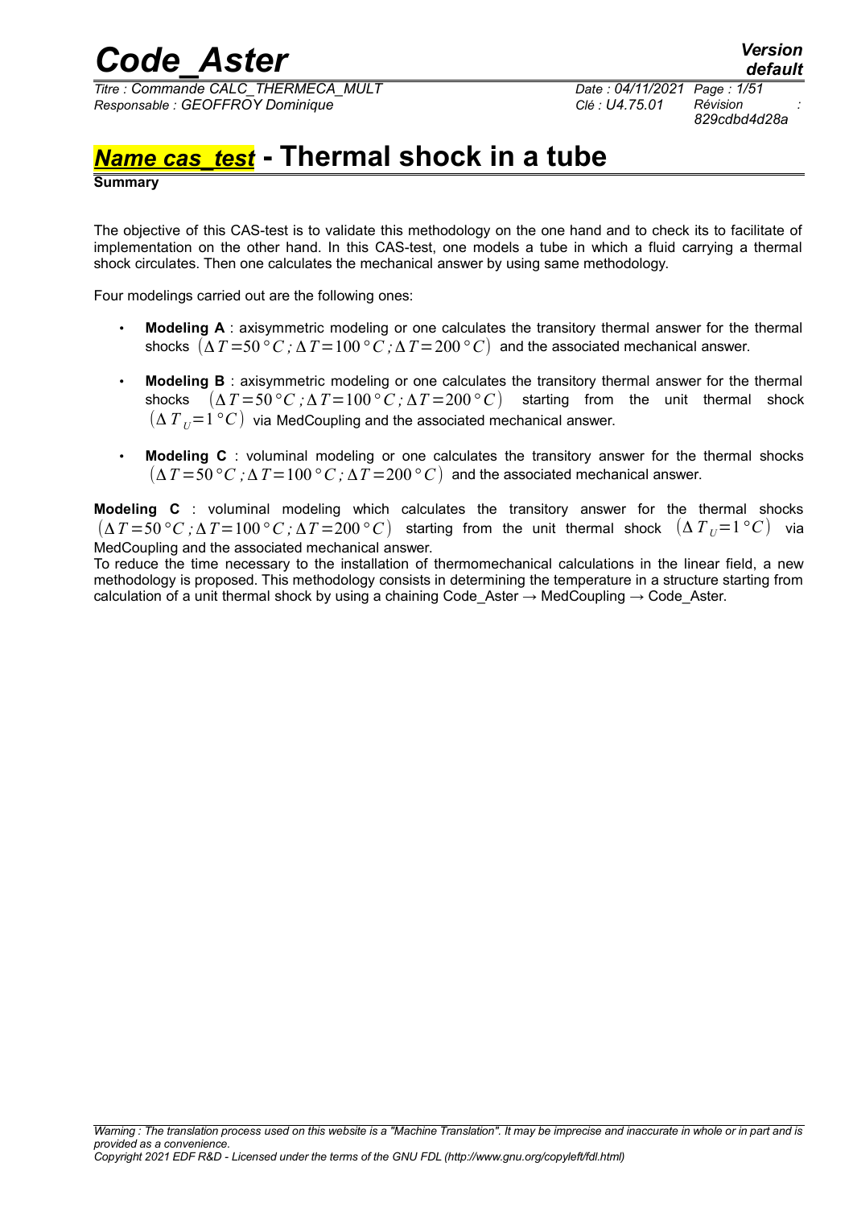# *Name cas_test* - Thermal shock in a tube

**Summary**

The objective of this CAS-test is to validate this methodology on the one hand and to check its to facilitate of implementation on the other hand. In this CAS-test, one models a tube in which a fluid carrying a thermal shock circulates. Then one calculates the mechanical answer by using same methodology.

Four modelings carried out are the following ones:

- **Modeling A** : axisymmetric modeling or one calculates the transitory thermal answer for the thermal shocks $(\Delta T=50\,°C\,;\Delta T=100\,°C\,;\Delta T=200\,°C)$ and the associated mechanical answer.
- **Modeling B** : axisymmetric modeling or one calculates the transitory thermal answer for the thermal shocks $(\Delta T=50\,°C\,;\Delta T=100\,°C\,;\Delta T=200\,°C)$ starting from the unit thermal shock $(\Delta T_U=1\,°C)$ via MedCoupling and the associated mechanical answer.
- **Modeling C** : voluminal modeling or one calculates the transitory answer for the thermal shocks $(\Delta T=50\,°C\,;\Delta T=100\,°C\,;\Delta T=200\,°C)$ and the associated mechanical answer.

**Modeling C** : voluminal modeling which calculates the transitory answer for the thermal shocks $(\Delta T=50\,°C\,;\Delta T=100\,°C\,;\Delta T=200\,°C)$ starting from the unit thermal shock $(\Delta T_U=1\,°C)$ via MedCoupling and the associated mechanical answer.

To reduce the time necessary to the installation of thermomechanical calculations in the linear field, a new methodology is proposed. This methodology consists in determining the temperature in a structure starting from calculation of a unit thermal shock by using a chaining Code_Aster → MedCoupling → Code_Aster.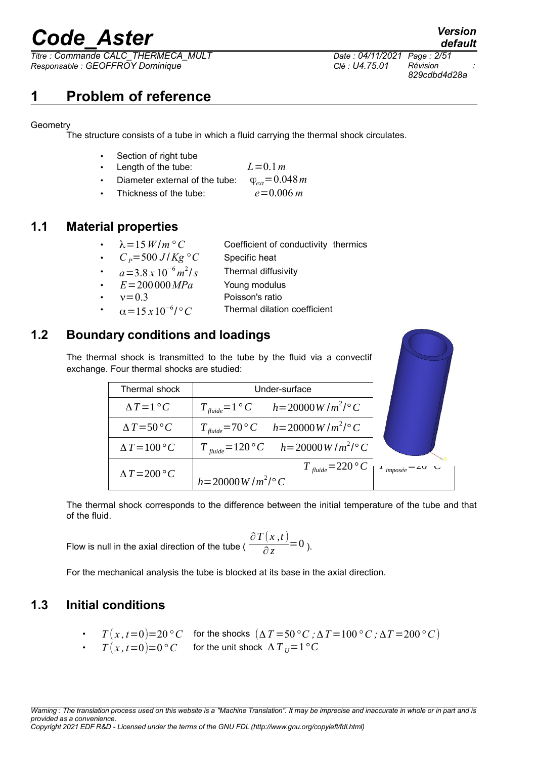# 1 Problem of reference

Geometry

The structure consists of a tube in which a fluid carrying the thermal shock circulates.

- Section of right tube
- Length of the tube: $L=0.1\,m$
- Diameter external of the tube: $\varphi_{ext}=0.048\,m$
- Thickness of the tube: $e=0.006\,m$

## 1.1 Material properties

- $\lambda=15\,W/m\,°C$ Coefficient of conductivity thermics
- $C_P=500\,J/Kg\,°C$ Specific heat
- $a=3.8\,x\,10^{-6}\,m^2/s$ Thermal diffusivity
- $E=200\,000\,MPa$ Young modulus
- $\nu=0.3$ Poisson's ratio
- $\alpha=15\,x\,10^{-6}/°C$ Thermal dilation coefficient

## 1.2 Boundary conditions and loadings

The thermal shock is transmitted to the tube by the fluid via a convectif exchange. Four thermal shocks are studied:

| Thermal shock | Under-surface | |
|---|---|---|
| $\Delta T=1\,°C$ | $T_{fluide}=1\,°C$ $h=20000\,W/m^2/°C$ | |
| $\Delta T=50\,°C$ | $T_{fluide}=70\,°C$ $h=20000\,W/m^2/°C$ | |
| $\Delta T=100\,°C$ | $T_{fluide}=120\,°C$ $h=20000\,W/m^2/°C$ | |
| $\Delta T=200\,°C$ | $T_{fluide}=220\,°C$ $h=20000\,W/m^2/°C$ | $T_{imposée}=20\,°C$ |

The thermal shock corresponds to the difference between the initial temperature of the tube and that of the fluid.

Flow is null in the axial direction of the tube ( $\dfrac{\partial T(x,t)}{\partial z}=0$ ).

For the mechanical analysis the tube is blocked at its base in the axial direction.

## 1.3 Initial conditions

- $T(x,t=0)=20\,°C$ for the shocks $(\Delta T=50\,°C\,;\Delta T=100\,°C\,;\Delta T=200\,°C)$
- $T(x,t=0)=0\,°C$ for the unit shock $\Delta T_U=1\,°C$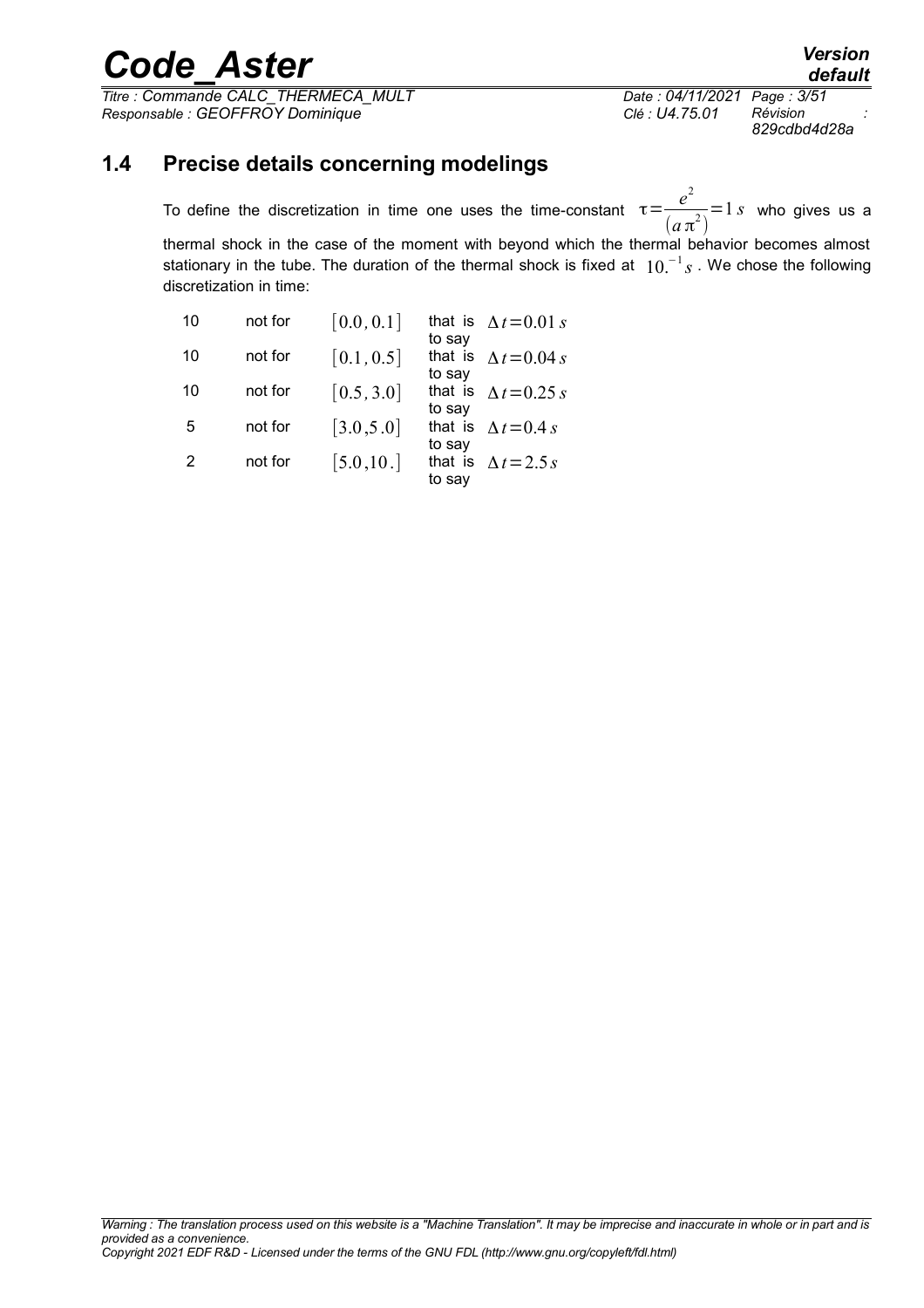## 1.4 Precise details concerning modelings

To define the discretization in time one uses the time-constant $\tau=\frac{e^2}{(a\pi^2)}=1\,s$ who gives us a thermal shock in the case of the moment with beyond which the thermal behavior becomes almost stationary in the tube. The duration of the thermal shock is fixed at $10.^{-1}s$. We chose the following discretization in time:

| | | | | |
|---|---|---|---|---|
| 10 | not for | $[0.0, 0.1]$ | that is to say | $\Delta t=0.01\,s$ |
| 10 | not for | $[0.1, 0.5]$ | that is to say | $\Delta t=0.04\,s$ |
| 10 | not for | $[0.5, 3.0]$ | that is to say | $\Delta t=0.25\,s$ |
| 5 | not for | $[3.0, 5.0]$ | that is to say | $\Delta t=0.4\,s$ |
| 2 | not for | $[5.0, 10.]$ | that is to say | $\Delta t=2.5\,s$ |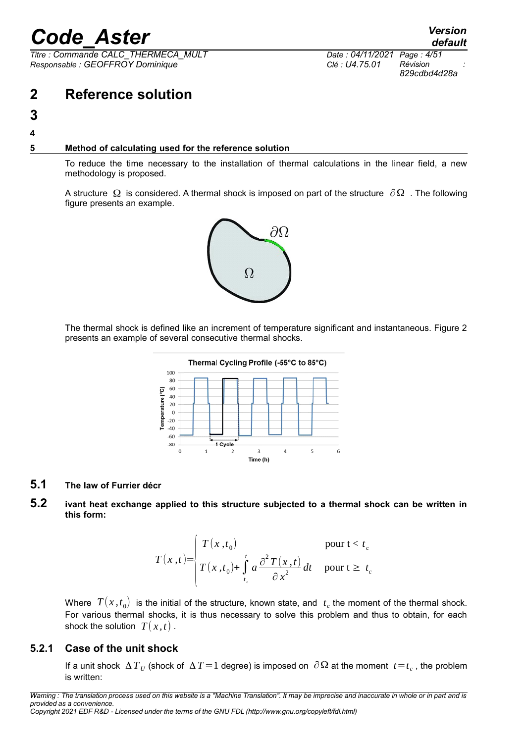# 2 Reference solution

# 3

## 4

### 5 Method of calculating used for the reference solution

To reduce the time necessary to the installation of thermal calculations in the linear field, a new methodology is proposed.

A structure $\Omega$ is considered. A thermal shock is imposed on part of the structure $\partial\Omega$. The following figure presents an example.

The thermal shock is defined like an increment of temperature significant and instantaneous. Figure 2 presents an example of several consecutive thermal shocks.

## 5.1 The law of Furrier décr

## 5.2 ivant heat exchange applied to this structure subjected to a thermal shock can be written in this form:

$$T(x,t) = \begin{cases} T(x,t_0) & \text{pour } t < t_c \\ T(x,t_0) + \displaystyle\int_{t_c}^{t} a \frac{\partial^2 T(x,t)}{\partial x^2} dt & \text{pour } t \geq t_c \end{cases}$$

Where $T(x,t_0)$ is the initial of the structure, known state, and $t_c$ the moment of the thermal shock. For various thermal shocks, it is thus necessary to solve this problem and thus to obtain, for each shock the solution $T(x,t)$.

### 5.2.1 Case of the unit shock

If a unit shock $\Delta T_U$ (shock of $\Delta T = 1$ degree) is imposed on $\partial\Omega$ at the moment $t = t_c$, the problem is written: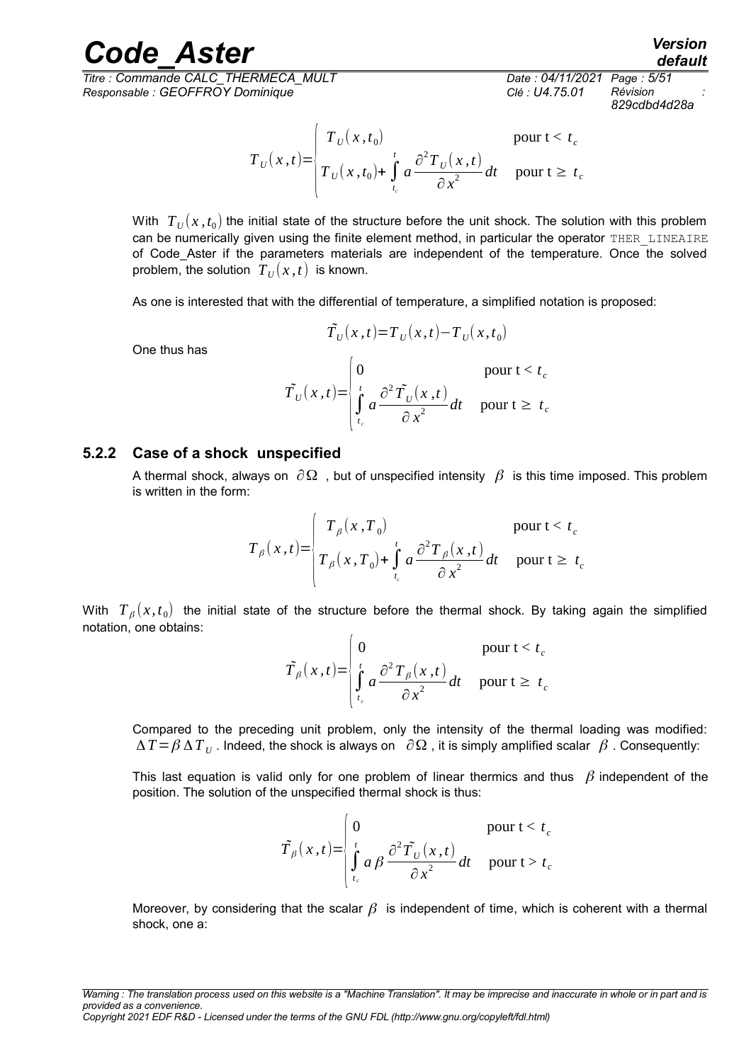$$T_U(x,t)=\begin{cases} T_U(x,t_0) & \text{pour } t < t_c \\ T_U(x,t_0)+\int_{t_c}^{t} a\dfrac{\partial^2 T_U(x,t)}{\partial x^2}dt & \text{pour } t \geq t_c \end{cases}$$

With $T_U(x,t_0)$ the initial state of the structure before the unit shock. The solution with this problem can be numerically given using the finite element method, in particular the operator THER_LINEAIRE of Code_Aster if the parameters materials are independent of the temperature. Once the solved problem, the solution $T_U(x,t)$ is known.

As one is interested that with the differential of temperature, a simplified notation is proposed:

$$\tilde{T}_U(x,t)=T_U(x,t)-T_U(x,t_0)$$

One thus has

$$\tilde{T}_U(x,t)=\begin{cases} 0 & \text{pour } t < t_c \\ \int_{t_c}^{t} a\dfrac{\partial^2 \tilde{T}_U(x,t)}{\partial x^2}dt & \text{pour } t \geq t_c \end{cases}$$

### 5.2.2 Case of a shock unspecified

A thermal shock, always on $\partial\Omega$ , but of unspecified intensity $\beta$ is this time imposed. This problem is written in the form:

$$T_\beta(x,t)=\begin{cases} T_\beta(x,T_0) & \text{pour } t < t_c \\ T_\beta(x,T_0)+\int_{t_c}^{t} a\dfrac{\partial^2 T_\beta(x,t)}{\partial x^2}dt & \text{pour } t \geq t_c \end{cases}$$

With $T_\beta(x,t_0)$ the initial state of the structure before the thermal shock. By taking again the simplified notation, one obtains:

$$\tilde{T}_\beta(x,t)=\begin{cases} 0 & \text{pour } t < t_c \\ \int_{t_c}^{t} a\dfrac{\partial^2 T_\beta(x,t)}{\partial x^2}dt & \text{pour } t \geq t_c \end{cases}$$

Compared to the preceding unit problem, only the intensity of the thermal loading was modified: $\Delta T=\beta\,\Delta T_U$ . Indeed, the shock is always on $\partial\Omega$ , it is simply amplified scalar $\beta$ . Consequently:

This last equation is valid only for one problem of linear thermics and thus $\beta$ independent of the position. The solution of the unspecified thermal shock is thus:

$$\tilde{T}_\beta(x,t)=\begin{cases} 0 & \text{pour } t < t_c \\ \int_{t_c}^{t} a\,\beta\,\dfrac{\partial^2 \tilde{T}_U(x,t)}{\partial x^2}dt & \text{pour } t > t_c \end{cases}$$

Moreover, by considering that the scalar $\beta$ is independent of time, which is coherent with a thermal shock, one a: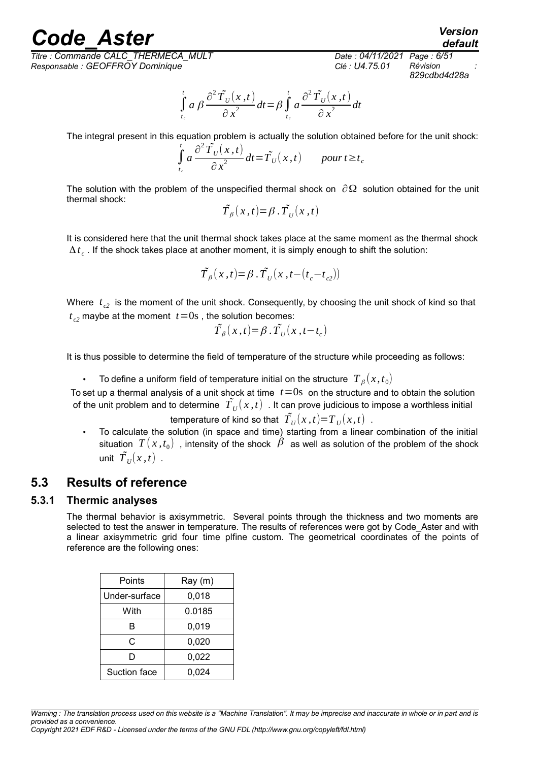$$\int_{t_c}^{t} a\,\beta \frac{\partial^2 \tilde{T}_U(x,t)}{\partial x^2}dt=\beta\int_{t_c}^{t} a\frac{\partial^2 \tilde{T}_U(x,t)}{\partial x^2}dt$$

The integral present in this equation problem is actually the solution obtained before for the unit shock:

$$\int_{t_c}^{t} a\frac{\partial^2 \tilde{T}_U(x,t)}{\partial x^2}dt=\tilde{T}_U(x,t) \qquad pour\, t\geq t_c$$

The solution with the problem of the unspecified thermal shock on $\partial\Omega$ solution obtained for the unit thermal shock:

$$\tilde{T}_\beta(x,t)=\beta\,.\,\tilde{T}_U(x,t)$$

It is considered here that the unit thermal shock takes place at the same moment as the thermal shock $\Delta t_c$. If the shock takes place at another moment, it is simply enough to shift the solution:

$$\tilde{T}_\beta(x,t)=\beta\,.\,\tilde{T}_U(x,t-(t_c-t_{c2}))$$

Where $t_{c2}$ is the moment of the unit shock. Consequently, by choosing the unit shock of kind so that $t_{c2}$ maybe at the moment $t=0\mathrm{s}$, the solution becomes:

$$\tilde{T}_\beta(x,t)=\beta\,.\,\tilde{T}_U(x,t-t_c)$$

It is thus possible to determine the field of temperature of the structure while proceeding as follows:

- To define a uniform field of temperature initial on the structure $T_\beta(x,t_0)$

To set up a thermal analysis of a unit shock at time $t=0\mathrm{s}$ on the structure and to obtain the solution of the unit problem and to determine $\tilde{T}_U(x,t)$. It can prove judicious to impose a worthless initial temperature of kind so that $\tilde{T}_U(x,t)=T_U(x,t)$.

- To calculate the solution (in space and time) starting from a linear combination of the initial situation $T(x,t_0)$, intensity of the shock $\beta$ as well as solution of the problem of the shock unit $\tilde{T}_U(x,t)$.

## 5.3 Results of reference

### 5.3.1 Thermic analyses

The thermal behavior is axisymmetric. Several points through the thickness and two moments are selected to test the answer in temperature. The results of references were got by Code_Aster and with a linear axisymmetric grid four time plfine custom. The geometrical coordinates of the points of reference are the following ones:

| Points | Ray (m) |
|---|---|
| Under-surface | 0,018 |
| With | 0.0185 |
| B | 0,019 |
| C | 0,020 |
| D | 0,022 |
| Suction face | 0,024 |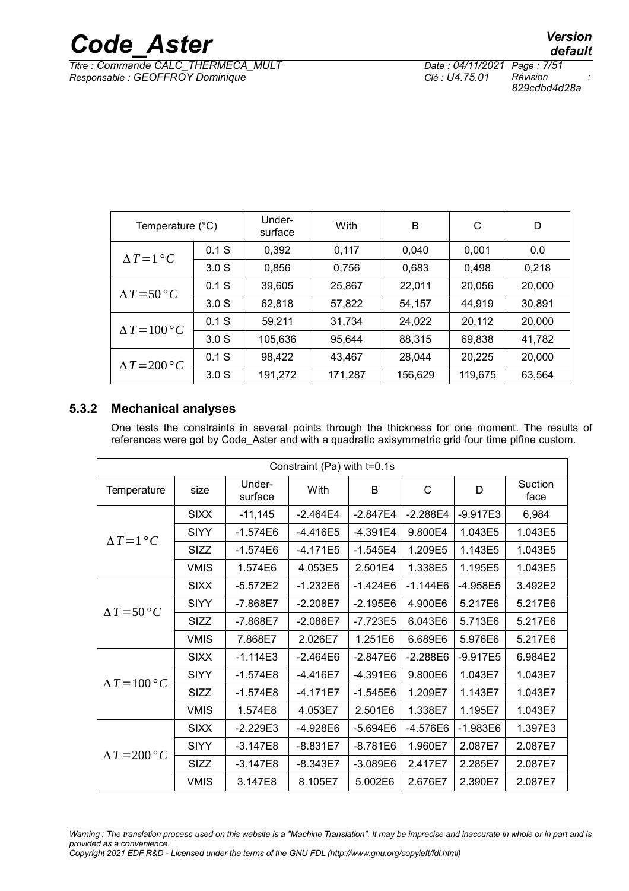| Temperature (°C) | | Under-surface | With | B | C | D |
|---|---|---|---|---|---|---|
| $\Delta T = 1°C$ | 0.1 S | 0,392 | 0,117 | 0,040 | 0,001 | 0.0 |
| | 3.0 S | 0,856 | 0,756 | 0,683 | 0,498 | 0,218 |
| $\Delta T = 50°C$ | 0.1 S | 39,605 | 25,867 | 22,011 | 20,056 | 20,000 |
| | 3.0 S | 62,818 | 57,822 | 54,157 | 44,919 | 30,891 |
| $\Delta T = 100°C$ | 0.1 S | 59,211 | 31,734 | 24,022 | 20,112 | 20,000 |
| | 3.0 S | 105,636 | 95,644 | 88,315 | 69,838 | 41,782 |
| $\Delta T = 200°C$ | 0.1 S | 98,422 | 43,467 | 28,044 | 20,225 | 20,000 |
| | 3.0 S | 191,272 | 171,287 | 156,629 | 119,675 | 63,564 |

### 5.3.2 Mechanical analyses

One tests the constraints in several points through the thickness for one moment. The results of references were got by Code_Aster and with a quadratic axisymmetric grid four time plfine custom.

| Constraint (Pa) with t=0.1s | | | | | | | |
|---|---|---|---|---|---|---|---|
| Temperature | size | Under-surface | With | B | C | D | Suction face |
| $\Delta T = 1°C$ | SIXX | -11,145 | -2.464E4 | -2.847E4 | -2.288E4 | -9.917E3 | 6,984 |
| | SIYY | -1.574E6 | -4.416E5 | -4.391E4 | 9.800E4 | 1.043E5 | 1.043E5 |
| | SIZZ | -1.574E6 | -4.171E5 | -1.545E4 | 1.209E5 | 1.143E5 | 1.043E5 |
| | VMIS | 1.574E6 | 4.053E5 | 2.501E4 | 1.338E5 | 1.195E5 | 1.043E5 |
| $\Delta T = 50°C$ | SIXX | -5.572E2 | -1.232E6 | -1.424E6 | -1.144E6 | -4.958E5 | 3.492E2 |
| | SIYY | -7.868E7 | -2.208E7 | -2.195E6 | 4.900E6 | 5.217E6 | 5.217E6 |
| | SIZZ | -7.868E7 | -2.086E7 | -7.723E5 | 6.043E6 | 5.713E6 | 5.217E6 |
| | VMIS | 7.868E7 | 2.026E7 | 1.251E6 | 6.689E6 | 5.976E6 | 5.217E6 |
| $\Delta T = 100°C$ | SIXX | -1.114E3 | -2.464E6 | -2.847E6 | -2.288E6 | -9.917E5 | 6.984E2 |
| | SIYY | -1.574E8 | -4.416E7 | -4.391E6 | 9.800E6 | 1.043E7 | 1.043E7 |
| | SIZZ | -1.574E8 | -4.171E7 | -1.545E6 | 1.209E7 | 1.143E7 | 1.043E7 |
| | VMIS | 1.574E8 | 4.053E7 | 2.501E6 | 1.338E7 | 1.195E7 | 1.043E7 |
| $\Delta T = 200°C$ | SIXX | -2.229E3 | -4.928E6 | -5.694E6 | -4.576E6 | -1.983E6 | 1.397E3 |
| | SIYY | -3.147E8 | -8.831E7 | -8.781E6 | 1.960E7 | 2.087E7 | 2.087E7 |
| | SIZZ | -3.147E8 | -8.343E7 | -3.089E6 | 2.417E7 | 2.285E7 | 2.087E7 |
| | VMIS | 3.147E8 | 8.105E7 | 5.002E6 | 2.676E7 | 2.390E7 | 2.087E7 |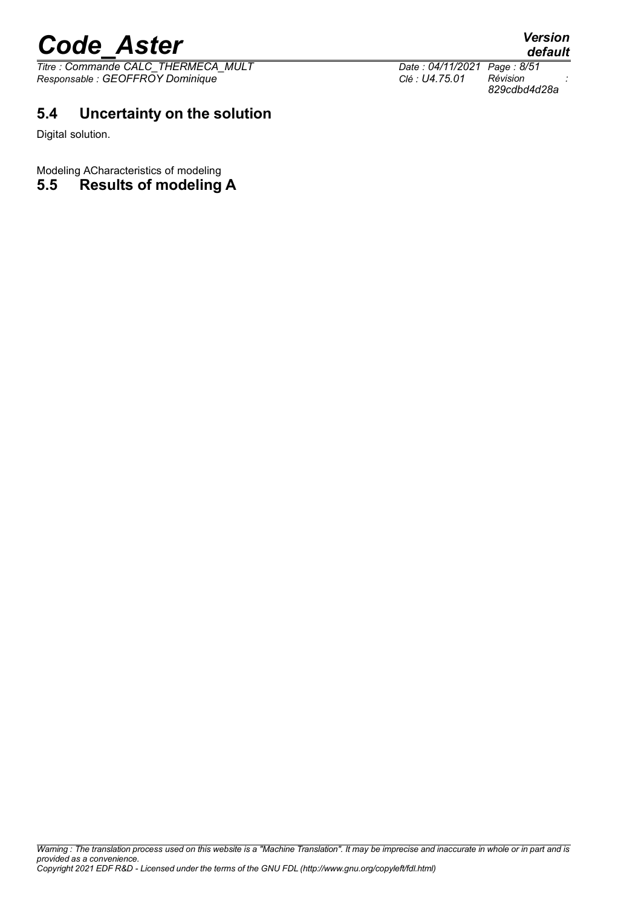## 5.4 Uncertainty on the solution

Digital solution.

Modeling ACharacteristics of modeling

## 5.5 Results of modeling A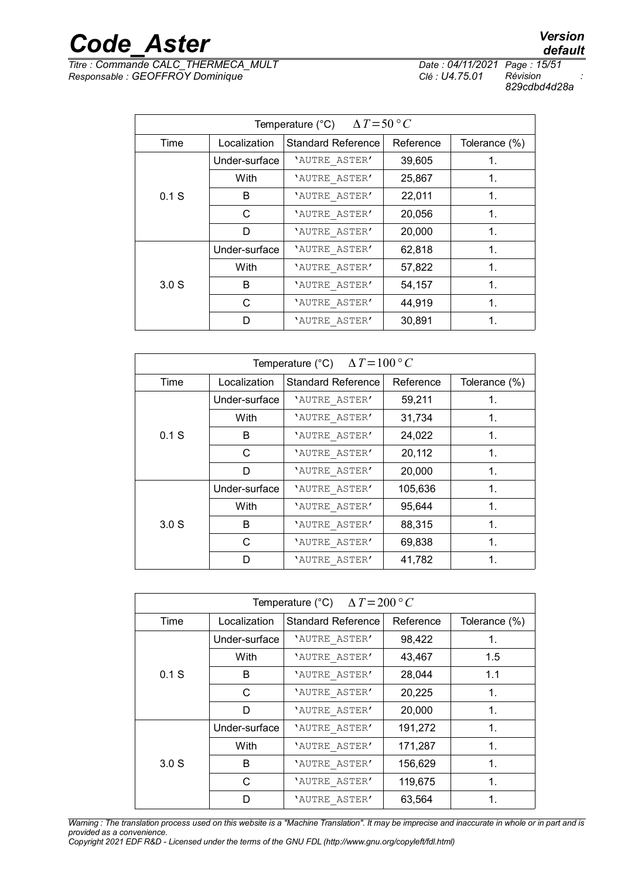| Temperature (°C) $\Delta T=50°C$ | | | | |
|---|---|---|---|---|
| Time | Localization | Standard Reference | Reference | Tolerance (%) |
| 0.1 S | Under-surface | 'AUTRE_ASTER' | 39,605 | 1. |
| | With | 'AUTRE_ASTER' | 25,867 | 1. |
| | B | 'AUTRE_ASTER' | 22,011 | 1. |
| | C | 'AUTRE_ASTER' | 20,056 | 1. |
| | D | 'AUTRE_ASTER' | 20,000 | 1. |
| 3.0 S | Under-surface | 'AUTRE_ASTER' | 62,818 | 1. |
| | With | 'AUTRE_ASTER' | 57,822 | 1. |
| | B | 'AUTRE_ASTER' | 54,157 | 1. |
| | C | 'AUTRE_ASTER' | 44,919 | 1. |
| | D | 'AUTRE_ASTER' | 30,891 | 1. |

| Temperature (°C) $\Delta T=100°C$ | | | | |
|---|---|---|---|---|
| Time | Localization | Standard Reference | Reference | Tolerance (%) |
| 0.1 S | Under-surface | 'AUTRE_ASTER' | 59,211 | 1. |
| | With | 'AUTRE_ASTER' | 31,734 | 1. |
| | B | 'AUTRE_ASTER' | 24,022 | 1. |
| | C | 'AUTRE_ASTER' | 20,112 | 1. |
| | D | 'AUTRE_ASTER' | 20,000 | 1. |
| 3.0 S | Under-surface | 'AUTRE_ASTER' | 105,636 | 1. |
| | With | 'AUTRE_ASTER' | 95,644 | 1. |
| | B | 'AUTRE_ASTER' | 88,315 | 1. |
| | C | 'AUTRE_ASTER' | 69,838 | 1. |
| | D | 'AUTRE_ASTER' | 41,782 | 1. |

| Temperature (°C) $\Delta T=200°C$ | | | | |
|---|---|---|---|---|
| Time | Localization | Standard Reference | Reference | Tolerance (%) |
| 0.1 S | Under-surface | 'AUTRE_ASTER' | 98,422 | 1. |
| | With | 'AUTRE_ASTER' | 43,467 | 1.5 |
| | B | 'AUTRE_ASTER' | 28,044 | 1.1 |
| | C | 'AUTRE_ASTER' | 20,225 | 1. |
| | D | 'AUTRE_ASTER' | 20,000 | 1. |
| 3.0 S | Under-surface | 'AUTRE_ASTER' | 191,272 | 1. |
| | With | 'AUTRE_ASTER' | 171,287 | 1. |
| | B | 'AUTRE_ASTER' | 156,629 | 1. |
| | C | 'AUTRE_ASTER' | 119,675 | 1. |
| | D | 'AUTRE_ASTER' | 63,564 | 1. |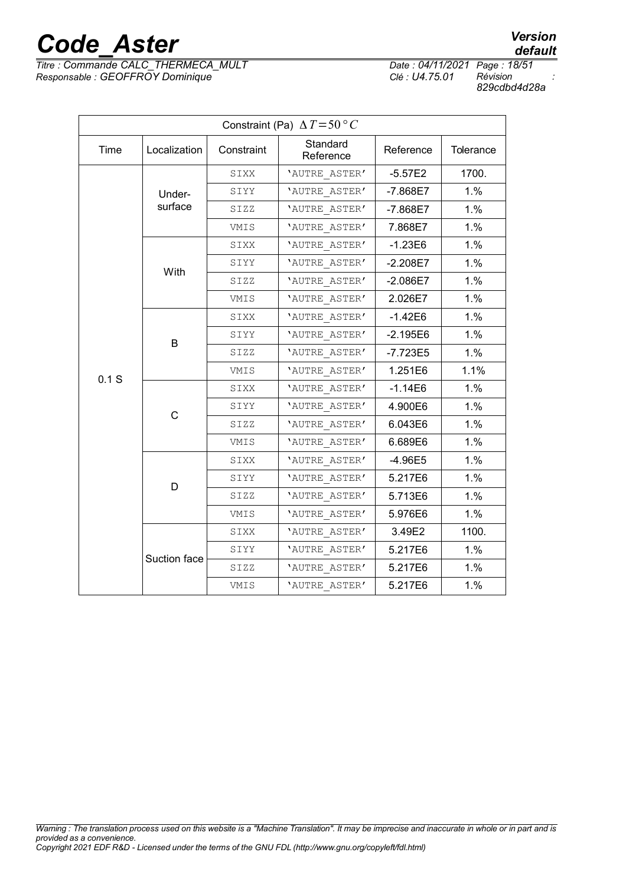| Constraint (Pa) $\Delta T = 50\,°C$ | | | | | |
|---|---|---|---|---|---|
| Time | Localization | Constraint | Standard Reference | Reference | Tolerance |
| 0.1 S | Under-surface | SIXX | 'AUTRE_ASTER' | -5.57E2 | 1700. |
| | | SIYY | 'AUTRE_ASTER' | -7.868E7 | 1.% |
| | | SIZZ | 'AUTRE_ASTER' | -7.868E7 | 1.% |
| | | VMIS | 'AUTRE_ASTER' | 7.868E7 | 1.% |
| | With | SIXX | 'AUTRE_ASTER' | -1.23E6 | 1.% |
| | | SIYY | 'AUTRE_ASTER' | -2.208E7 | 1.% |
| | | SIZZ | 'AUTRE_ASTER' | -2.086E7 | 1.% |
| | | VMIS | 'AUTRE_ASTER' | 2.026E7 | 1.% |
| | B | SIXX | 'AUTRE_ASTER' | -1.42E6 | 1.% |
| | | SIYY | 'AUTRE_ASTER' | -2.195E6 | 1.% |
| | | SIZZ | 'AUTRE_ASTER' | -7.723E5 | 1.% |
| | | VMIS | 'AUTRE_ASTER' | 1.251E6 | 1.1% |
| | C | SIXX | 'AUTRE_ASTER' | -1.14E6 | 1.% |
| | | SIYY | 'AUTRE_ASTER' | 4.900E6 | 1.% |
| | | SIZZ | 'AUTRE_ASTER' | 6.043E6 | 1.% |
| | | VMIS | 'AUTRE_ASTER' | 6.689E6 | 1.% |
| | D | SIXX | 'AUTRE_ASTER' | -4.96E5 | 1.% |
| | | SIYY | 'AUTRE_ASTER' | 5.217E6 | 1.% |
| | | SIZZ | 'AUTRE_ASTER' | 5.713E6 | 1.% |
| | | VMIS | 'AUTRE_ASTER' | 5.976E6 | 1.% |
| | Suction face | SIXX | 'AUTRE_ASTER' | 3.49E2 | 1100. |
| | | SIYY | 'AUTRE_ASTER' | 5.217E6 | 1.% |
| | | SIZZ | 'AUTRE_ASTER' | 5.217E6 | 1.% |
| | | VMIS | 'AUTRE_ASTER' | 5.217E6 | 1.% |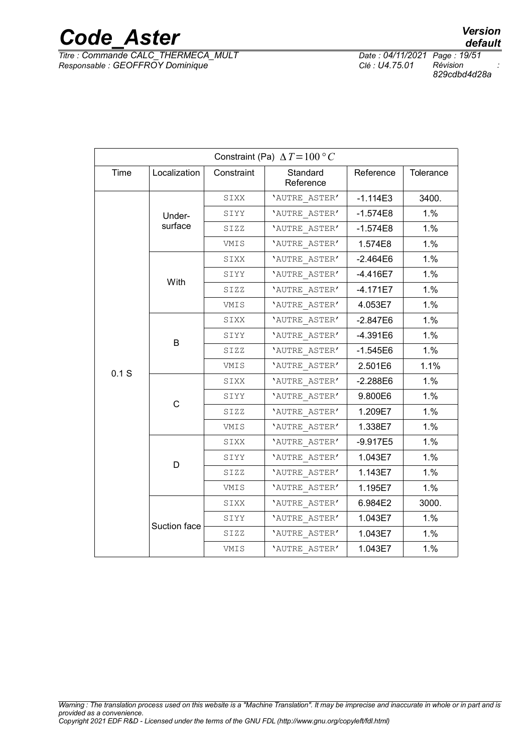| Constraint (Pa) $\Delta T = 100\,°C$ | | | | | |
|---|---|---|---|---|---|
| Time | Localization | Constraint | Standard Reference | Reference | Tolerance |
| 0.1 S | Under-surface | SIXX | 'AUTRE_ASTER' | -1.114E3 | 3400. |
| | | SIYY | 'AUTRE_ASTER' | -1.574E8 | 1.% |
| | | SIZZ | 'AUTRE_ASTER' | -1.574E8 | 1.% |
| | | VMIS | 'AUTRE_ASTER' | 1.574E8 | 1.% |
| | With | SIXX | 'AUTRE_ASTER' | -2.464E6 | 1.% |
| | | SIYY | 'AUTRE_ASTER' | -4.416E7 | 1.% |
| | | SIZZ | 'AUTRE_ASTER' | -4.171E7 | 1.% |
| | | VMIS | 'AUTRE_ASTER' | 4.053E7 | 1.% |
| | B | SIXX | 'AUTRE_ASTER' | -2.847E6 | 1.% |
| | | SIYY | 'AUTRE_ASTER' | -4.391E6 | 1.% |
| | | SIZZ | 'AUTRE_ASTER' | -1.545E6 | 1.% |
| | | VMIS | 'AUTRE_ASTER' | 2.501E6 | 1.1% |
| | C | SIXX | 'AUTRE_ASTER' | -2.288E6 | 1.% |
| | | SIYY | 'AUTRE_ASTER' | 9.800E6 | 1.% |
| | | SIZZ | 'AUTRE_ASTER' | 1.209E7 | 1.% |
| | | VMIS | 'AUTRE_ASTER' | 1.338E7 | 1.% |
| | D | SIXX | 'AUTRE_ASTER' | -9.917E5 | 1.% |
| | | SIYY | 'AUTRE_ASTER' | 1.043E7 | 1.% |
| | | SIZZ | 'AUTRE_ASTER' | 1.143E7 | 1.% |
| | | VMIS | 'AUTRE_ASTER' | 1.195E7 | 1.% |
| | Suction face | SIXX | 'AUTRE_ASTER' | 6.984E2 | 3000. |
| | | SIYY | 'AUTRE_ASTER' | 1.043E7 | 1.% |
| | | SIZZ | 'AUTRE_ASTER' | 1.043E7 | 1.% |
| | | VMIS | 'AUTRE_ASTER' | 1.043E7 | 1.% |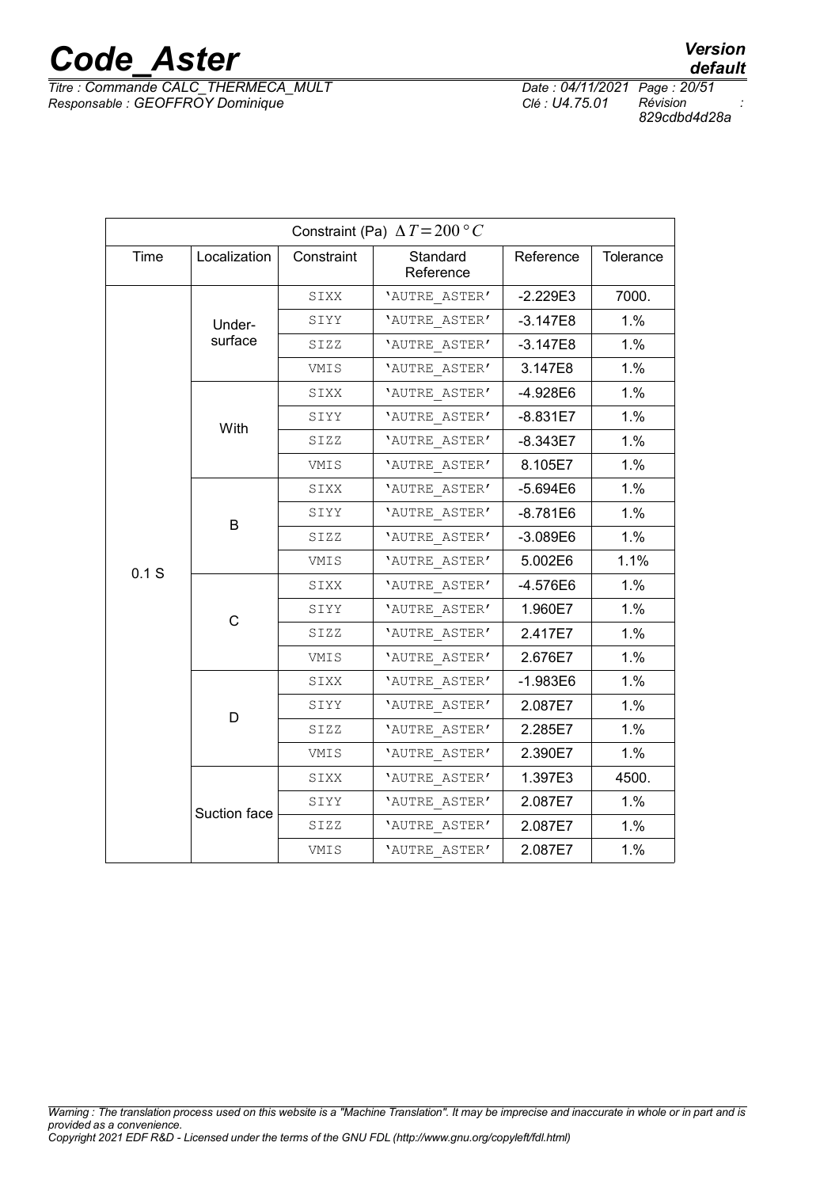| Constraint (Pa) $\Delta T = 200\,°C$ | | | | | |
|---|---|---|---|---|---|
| Time | Localization | Constraint | Standard Reference | Reference | Tolerance |
| 0.1 S | Under-surface | SIXX | 'AUTRE_ASTER' | -2.229E3 | 7000. |
| | | SIYY | 'AUTRE_ASTER' | -3.147E8 | 1.% |
| | | SIZZ | 'AUTRE_ASTER' | -3.147E8 | 1.% |
| | | VMIS | 'AUTRE_ASTER' | 3.147E8 | 1.% |
| | With | SIXX | 'AUTRE_ASTER' | -4.928E6 | 1.% |
| | | SIYY | 'AUTRE_ASTER' | -8.831E7 | 1.% |
| | | SIZZ | 'AUTRE_ASTER' | -8.343E7 | 1.% |
| | | VMIS | 'AUTRE_ASTER' | 8.105E7 | 1.% |
| | B | SIXX | 'AUTRE_ASTER' | -5.694E6 | 1.% |
| | | SIYY | 'AUTRE_ASTER' | -8.781E6 | 1.% |
| | | SIZZ | 'AUTRE_ASTER' | -3.089E6 | 1.% |
| | | VMIS | 'AUTRE_ASTER' | 5.002E6 | 1.1% |
| | C | SIXX | 'AUTRE_ASTER' | -4.576E6 | 1.% |
| | | SIYY | 'AUTRE_ASTER' | 1.960E7 | 1.% |
| | | SIZZ | 'AUTRE_ASTER' | 2.417E7 | 1.% |
| | | VMIS | 'AUTRE_ASTER' | 2.676E7 | 1.% |
| | D | SIXX | 'AUTRE_ASTER' | -1.983E6 | 1.% |
| | | SIYY | 'AUTRE_ASTER' | 2.087E7 | 1.% |
| | | SIZZ | 'AUTRE_ASTER' | 2.285E7 | 1.% |
| | | VMIS | 'AUTRE_ASTER' | 2.390E7 | 1.% |
| | Suction face | SIXX | 'AUTRE_ASTER' | 1.397E3 | 4500. |
| | | SIYY | 'AUTRE_ASTER' | 2.087E7 | 1.% |
| | | SIZZ | 'AUTRE_ASTER' | 2.087E7 | 1.% |
| | | VMIS | 'AUTRE_ASTER' | 2.087E7 | 1.% |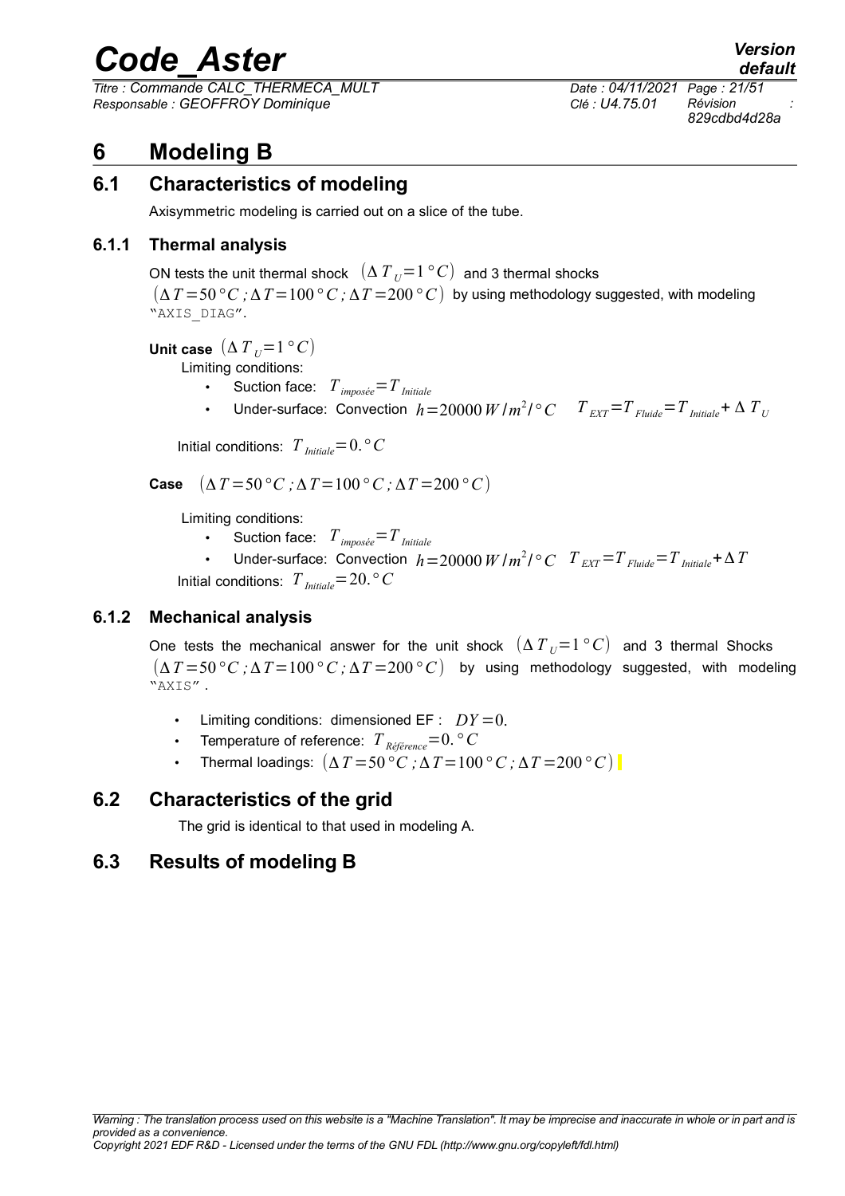# 6 Modeling B

## 6.1 Characteristics of modeling

Axisymmetric modeling is carried out on a slice of the tube.

### 6.1.1 Thermal analysis

ON tests the unit thermal shock $(\Delta T_U = 1\,°C)$ and 3 thermal shocks $(\Delta T = 50\,°C\,;\Delta T = 100\,°C\,;\Delta T = 200\,°C)$ by using methodology suggested, with modeling "AXIS_DIAG".

**Unit case** $(\Delta T_U = 1\,°C)$

Limiting conditions:

- Suction face: $T_{imposée} = T_{Initiale}$
- Under-surface: Convection $h = 20000\,W/m^2/°C$ $\quad T_{EXT} = T_{Fluide} = T_{Initiale} + \Delta T_U$

Initial conditions: $T_{Initiale} = 0.\,°C$

**Case** $(\Delta T = 50\,°C\,;\Delta T = 100\,°C\,;\Delta T = 200\,°C)$

Limiting conditions:

- Suction face: $T_{imposée} = T_{Initiale}$
- Under-surface: Convection $h = 20000\,W/m^2/°C$ $\quad T_{EXT} = T_{Fluide} = T_{Initiale} + \Delta T$

Initial conditions: $T_{Initiale} = 20.\,°C$

### 6.1.2 Mechanical analysis

One tests the mechanical answer for the unit shock $(\Delta T_U = 1\,°C)$ and 3 thermal Shocks $(\Delta T = 50\,°C\,;\Delta T = 100\,°C\,;\Delta T = 200\,°C)$ by using methodology suggested, with modeling "AXIS".

- Limiting conditions: dimensioned EF : $DY = 0.$
- Temperature of reference: $T_{Référence} = 0.\,°C$
- Thermal loadings: $(\Delta T = 50\,°C\,;\Delta T = 100\,°C\,;\Delta T = 200\,°C)$

## 6.2 Characteristics of the grid

The grid is identical to that used in modeling A.

## 6.3 Results of modeling B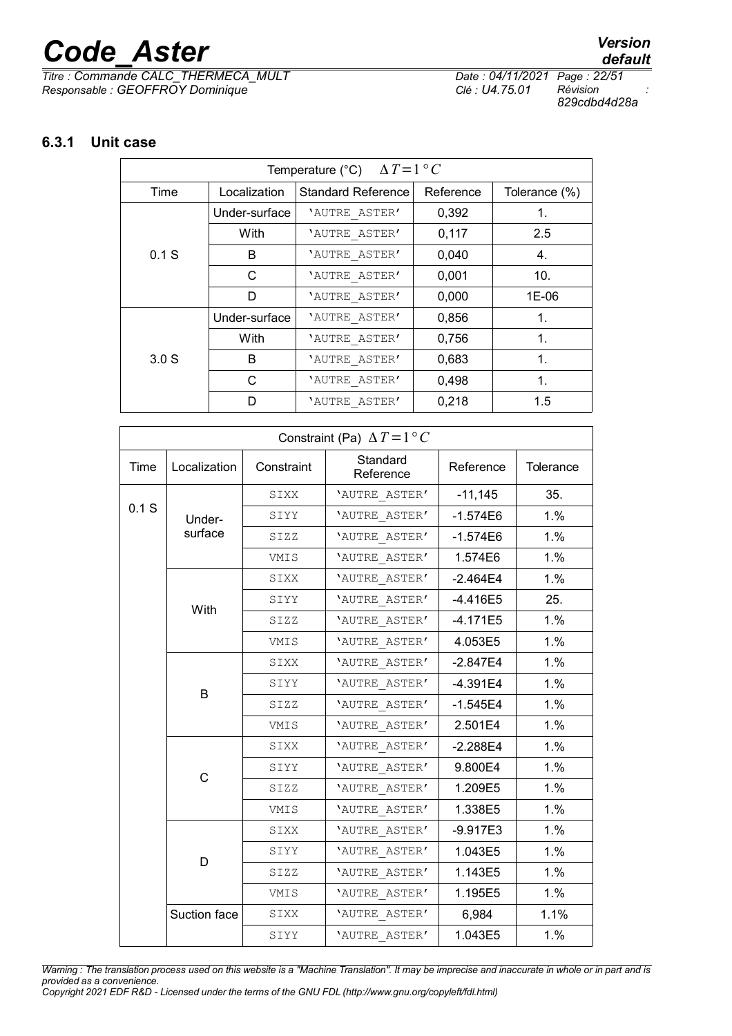### 6.3.1 Unit case

| Temperature (°C) $\Delta T=1°C$ | | | | |
|---|---|---|---|---|
| Time | Localization | Standard Reference | Reference | Tolerance (%) |
| 0.1 S | Under-surface | 'AUTRE_ASTER' | 0,392 | 1. |
| | With | 'AUTRE_ASTER' | 0,117 | 2.5 |
| | B | 'AUTRE_ASTER' | 0,040 | 4. |
| | C | 'AUTRE_ASTER' | 0,001 | 10. |
| | D | 'AUTRE_ASTER' | 0,000 | 1E-06 |
| 3.0 S | Under-surface | 'AUTRE_ASTER' | 0,856 | 1. |
| | With | 'AUTRE_ASTER' | 0,756 | 1. |
| | B | 'AUTRE_ASTER' | 0,683 | 1. |
| | C | 'AUTRE_ASTER' | 0,498 | 1. |
| | D | 'AUTRE_ASTER' | 0,218 | 1.5 |

| Constraint (Pa) $\Delta T=1°C$ | | | | | |
|---|---|---|---|---|---|
| Time | Localization | Constraint | Standard Reference | Reference | Tolerance |
| 0.1 S | Under-surface | SIXX | 'AUTRE_ASTER' | -11,145 | 35. |
| | | SIYY | 'AUTRE_ASTER' | -1.574E6 | 1.% |
| | | SIZZ | 'AUTRE_ASTER' | -1.574E6 | 1.% |
| | | VMIS | 'AUTRE_ASTER' | 1.574E6 | 1.% |
| | With | SIXX | 'AUTRE_ASTER' | -2.464E4 | 1.% |
| | | SIYY | 'AUTRE_ASTER' | -4.416E5 | 25. |
| | | SIZZ | 'AUTRE_ASTER' | -4.171E5 | 1.% |
| | | VMIS | 'AUTRE_ASTER' | 4.053E5 | 1.% |
| | B | SIXX | 'AUTRE_ASTER' | -2.847E4 | 1.% |
| | | SIYY | 'AUTRE_ASTER' | -4.391E4 | 1.% |
| | | SIZZ | 'AUTRE_ASTER' | -1.545E4 | 1.% |
| | | VMIS | 'AUTRE_ASTER' | 2.501E4 | 1.% |
| | C | SIXX | 'AUTRE_ASTER' | -2.288E4 | 1.% |
| | | SIYY | 'AUTRE_ASTER' | 9.800E4 | 1.% |
| | | SIZZ | 'AUTRE_ASTER' | 1.209E5 | 1.% |
| | | VMIS | 'AUTRE_ASTER' | 1.338E5 | 1.% |
| | D | SIXX | 'AUTRE_ASTER' | -9.917E3 | 1.% |
| | | SIYY | 'AUTRE_ASTER' | 1.043E5 | 1.% |
| | | SIZZ | 'AUTRE_ASTER' | 1.143E5 | 1.% |
| | | VMIS | 'AUTRE_ASTER' | 1.195E5 | 1.% |
| | Suction face | SIXX | 'AUTRE_ASTER' | 6,984 | 1.1% |
| | | SIYY | 'AUTRE_ASTER' | 1.043E5 | 1.% |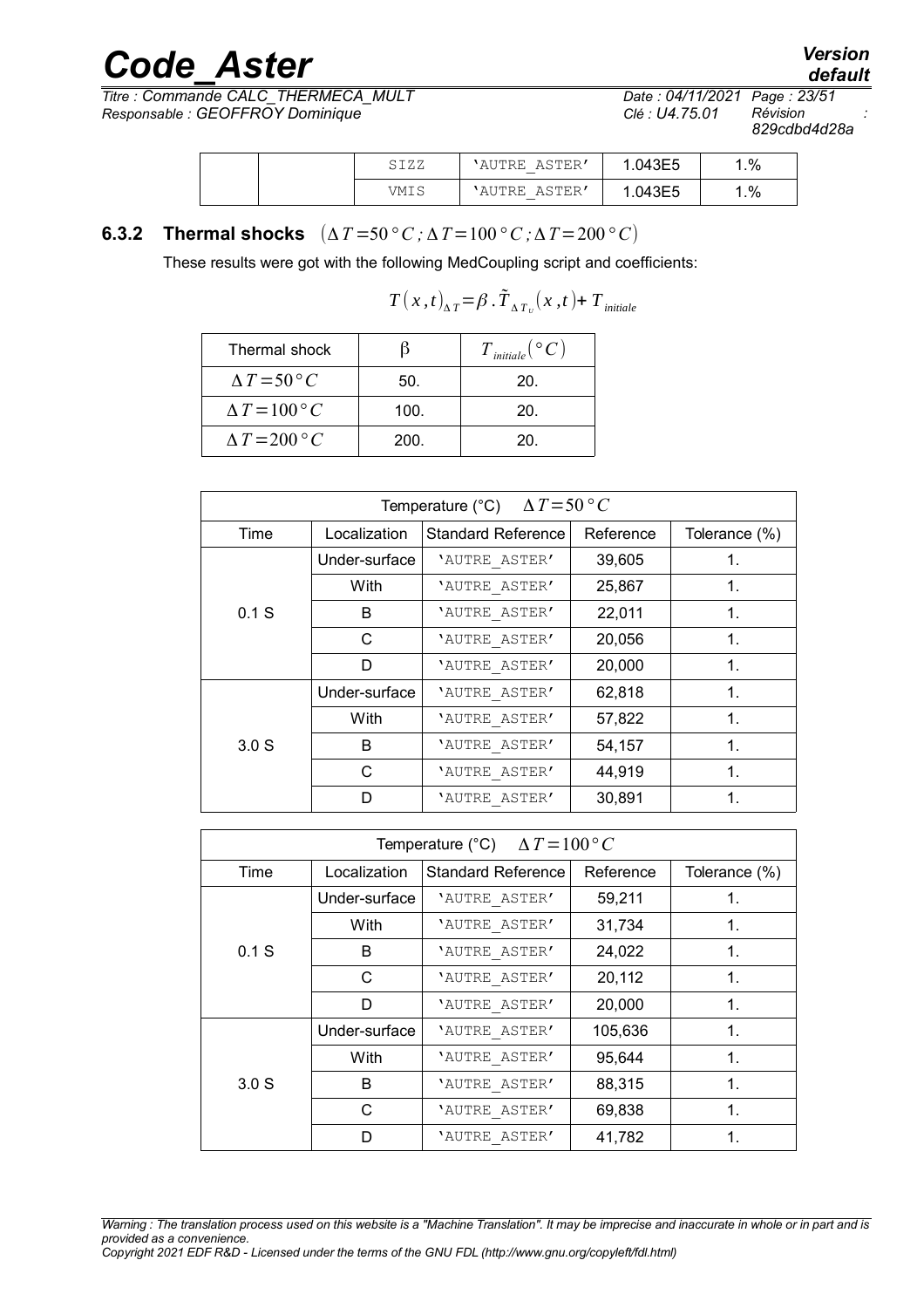| | | SIZZ | 'AUTRE_ASTER' | 1.043E5 | 1.% |
|---|---|---|---|---|---|
| | | VMIS | 'AUTRE_ASTER' | 1.043E5 | 1.% |

### 6.3.2 Thermal shocks $(\Delta T=50°C ; \Delta T=100°C ; \Delta T=200°C)$

These results were got with the following MedCoupling script and coefficients:

$$T(x,t)_{\Delta T}=\beta.\tilde{T}_{\Delta T_u}(x,t)+T_{initiale}$$

| Thermal shock | β | $T_{initiale}(°C)$ |
|---|---|---|
| $\Delta T=50°C$ | 50. | 20. |
| $\Delta T=100°C$ | 100. | 20. |
| $\Delta T=200°C$ | 200. | 20. |

| Temperature (°C) $\Delta T=50°C$ | | | | |
|---|---|---|---|---|
| Time | Localization | Standard Reference | Reference | Tolerance (%) |
| 0.1 S | Under-surface | 'AUTRE_ASTER' | 39,605 | 1. |
| | With | 'AUTRE_ASTER' | 25,867 | 1. |
| | B | 'AUTRE_ASTER' | 22,011 | 1. |
| | C | 'AUTRE_ASTER' | 20,056 | 1. |
| | D | 'AUTRE_ASTER' | 20,000 | 1. |
| 3.0 S | Under-surface | 'AUTRE_ASTER' | 62,818 | 1. |
| | With | 'AUTRE_ASTER' | 57,822 | 1. |
| | B | 'AUTRE_ASTER' | 54,157 | 1. |
| | C | 'AUTRE_ASTER' | 44,919 | 1. |
| | D | 'AUTRE_ASTER' | 30,891 | 1. |

| Temperature (°C) $\Delta T=100°C$ | | | | |
|---|---|---|---|---|
| Time | Localization | Standard Reference | Reference | Tolerance (%) |
| 0.1 S | Under-surface | 'AUTRE_ASTER' | 59,211 | 1. |
| | With | 'AUTRE_ASTER' | 31,734 | 1. |
| | B | 'AUTRE_ASTER' | 24,022 | 1. |
| | C | 'AUTRE_ASTER' | 20,112 | 1. |
| | D | 'AUTRE_ASTER' | 20,000 | 1. |
| 3.0 S | Under-surface | 'AUTRE_ASTER' | 105,636 | 1. |
| | With | 'AUTRE_ASTER' | 95,644 | 1. |
| | B | 'AUTRE_ASTER' | 88,315 | 1. |
| | C | 'AUTRE_ASTER' | 69,838 | 1. |
| | D | 'AUTRE_ASTER' | 41,782 | 1. |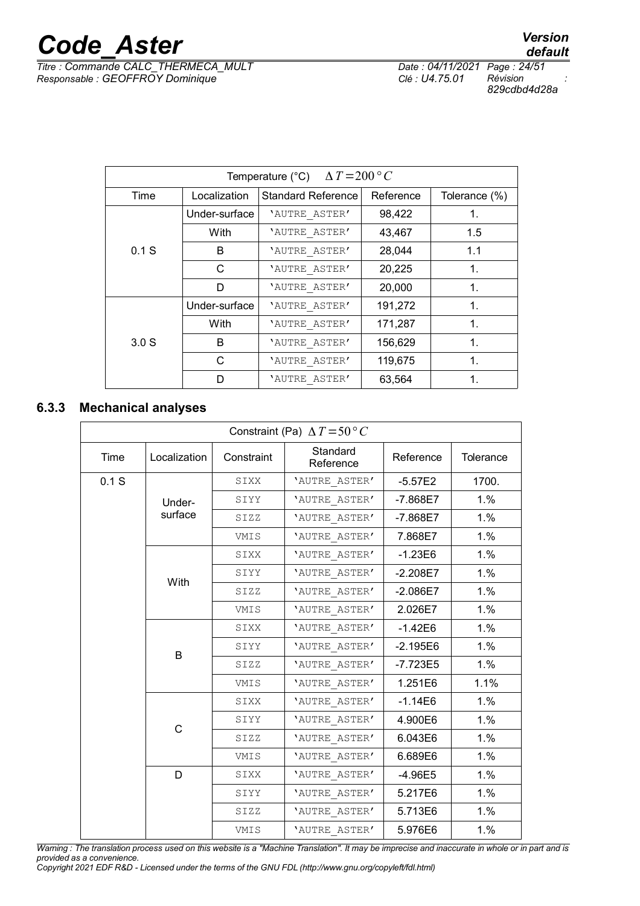| Temperature (°C) $\Delta T=200°C$ | | | | |
|---|---|---|---|---|
| Time | Localization | Standard Reference | Reference | Tolerance (%) |
| 0.1 S | Under-surface | 'AUTRE_ASTER' | 98,422 | 1. |
| | With | 'AUTRE_ASTER' | 43,467 | 1.5 |
| | B | 'AUTRE_ASTER' | 28,044 | 1.1 |
| | C | 'AUTRE_ASTER' | 20,225 | 1. |
| | D | 'AUTRE_ASTER' | 20,000 | 1. |
| 3.0 S | Under-surface | 'AUTRE_ASTER' | 191,272 | 1. |
| | With | 'AUTRE_ASTER' | 171,287 | 1. |
| | B | 'AUTRE_ASTER' | 156,629 | 1. |
| | C | 'AUTRE_ASTER' | 119,675 | 1. |
| | D | 'AUTRE_ASTER' | 63,564 | 1. |

### 6.3.3 Mechanical analyses

| Constraint (Pa) $\Delta T=50°C$ | | | | | |
|---|---|---|---|---|---|
| Time | Localization | Constraint | Standard Reference | Reference | Tolerance |
| 0.1 S | Under-surface | SIXX | 'AUTRE_ASTER' | -5.57E2 | 1700. |
| | | SIYY | 'AUTRE_ASTER' | -7.868E7 | 1.% |
| | | SIZZ | 'AUTRE_ASTER' | -7.868E7 | 1.% |
| | | VMIS | 'AUTRE_ASTER' | 7.868E7 | 1.% |
| | With | SIXX | 'AUTRE_ASTER' | -1.23E6 | 1.% |
| | | SIYY | 'AUTRE_ASTER' | -2.208E7 | 1.% |
| | | SIZZ | 'AUTRE_ASTER' | -2.086E7 | 1.% |
| | | VMIS | 'AUTRE_ASTER' | 2.026E7 | 1.% |
| | B | SIXX | 'AUTRE_ASTER' | -1.42E6 | 1.% |
| | | SIYY | 'AUTRE_ASTER' | -2.195E6 | 1.% |
| | | SIZZ | 'AUTRE_ASTER' | -7.723E5 | 1.% |
| | | VMIS | 'AUTRE_ASTER' | 1.251E6 | 1.1% |
| | C | SIXX | 'AUTRE_ASTER' | -1.14E6 | 1.% |
| | | SIYY | 'AUTRE_ASTER' | 4.900E6 | 1.% |
| | | SIZZ | 'AUTRE_ASTER' | 6.043E6 | 1.% |
| | | VMIS | 'AUTRE_ASTER' | 6.689E6 | 1.% |
| | D | SIXX | 'AUTRE_ASTER' | -4.96E5 | 1.% |
| | | SIYY | 'AUTRE_ASTER' | 5.217E6 | 1.% |
| | | SIZZ | 'AUTRE_ASTER' | 5.713E6 | 1.% |
| | | VMIS | 'AUTRE_ASTER' | 5.976E6 | 1.% |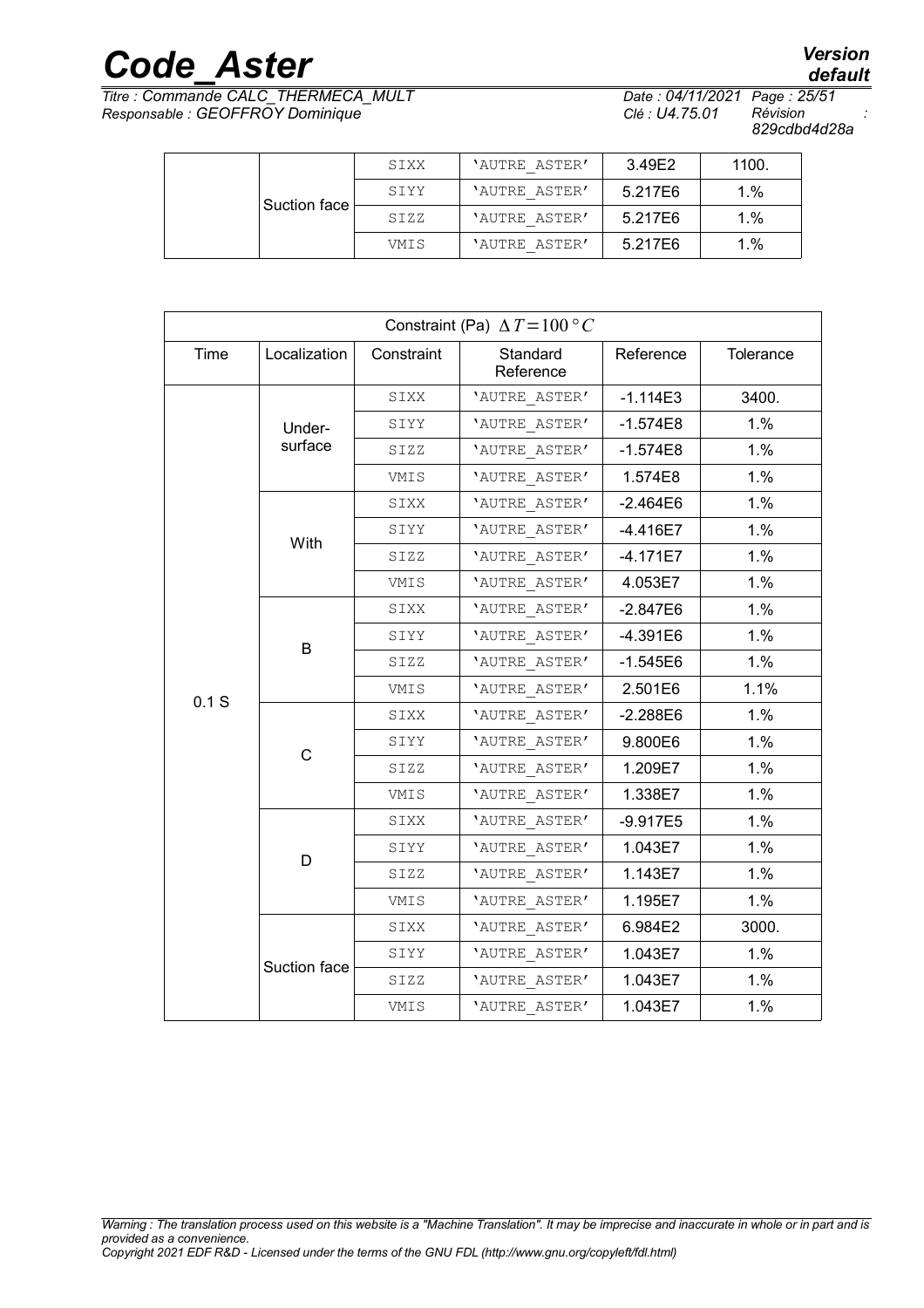| | | | | | |
|---|---|---|---|---|---|
| | Suction face | SIXX | 'AUTRE_ASTER' | 3.49E2 | 1100. |
| | | SIYY | 'AUTRE_ASTER' | 5.217E6 | 1.% |
| | | SIZZ | 'AUTRE_ASTER' | 5.217E6 | 1.% |
| | | VMIS | 'AUTRE_ASTER' | 5.217E6 | 1.% |

| Constraint (Pa) $\Delta T = 100\,°C$ | | | | | |
|---|---|---|---|---|---|
| Time | Localization | Constraint | Standard Reference | Reference | Tolerance |
| 0.1 S | Under-surface | SIXX | 'AUTRE_ASTER' | -1.114E3 | 3400. |
| | | SIYY | 'AUTRE_ASTER' | -1.574E8 | 1.% |
| | | SIZZ | 'AUTRE_ASTER' | -1.574E8 | 1.% |
| | | VMIS | 'AUTRE_ASTER' | 1.574E8 | 1.% |
| | With | SIXX | 'AUTRE_ASTER' | -2.464E6 | 1.% |
| | | SIYY | 'AUTRE_ASTER' | -4.416E7 | 1.% |
| | | SIZZ | 'AUTRE_ASTER' | -4.171E7 | 1.% |
| | | VMIS | 'AUTRE_ASTER' | 4.053E7 | 1.% |
| | B | SIXX | 'AUTRE_ASTER' | -2.847E6 | 1.% |
| | | SIYY | 'AUTRE_ASTER' | -4.391E6 | 1.% |
| | | SIZZ | 'AUTRE_ASTER' | -1.545E6 | 1.% |
| | | VMIS | 'AUTRE_ASTER' | 2.501E6 | 1.1% |
| | C | SIXX | 'AUTRE_ASTER' | -2.288E6 | 1.% |
| | | SIYY | 'AUTRE_ASTER' | 9.800E6 | 1.% |
| | | SIZZ | 'AUTRE_ASTER' | 1.209E7 | 1.% |
| | | VMIS | 'AUTRE_ASTER' | 1.338E7 | 1.% |
| | D | SIXX | 'AUTRE_ASTER' | -9.917E5 | 1.% |
| | | SIYY | 'AUTRE_ASTER' | 1.043E7 | 1.% |
| | | SIZZ | 'AUTRE_ASTER' | 1.143E7 | 1.% |
| | | VMIS | 'AUTRE_ASTER' | 1.195E7 | 1.% |
| | Suction face | SIXX | 'AUTRE_ASTER' | 6.984E2 | 3000. |
| | | SIYY | 'AUTRE_ASTER' | 1.043E7 | 1.% |
| | | SIZZ | 'AUTRE_ASTER' | 1.043E7 | 1.% |
| | | VMIS | 'AUTRE_ASTER' | 1.043E7 | 1.% |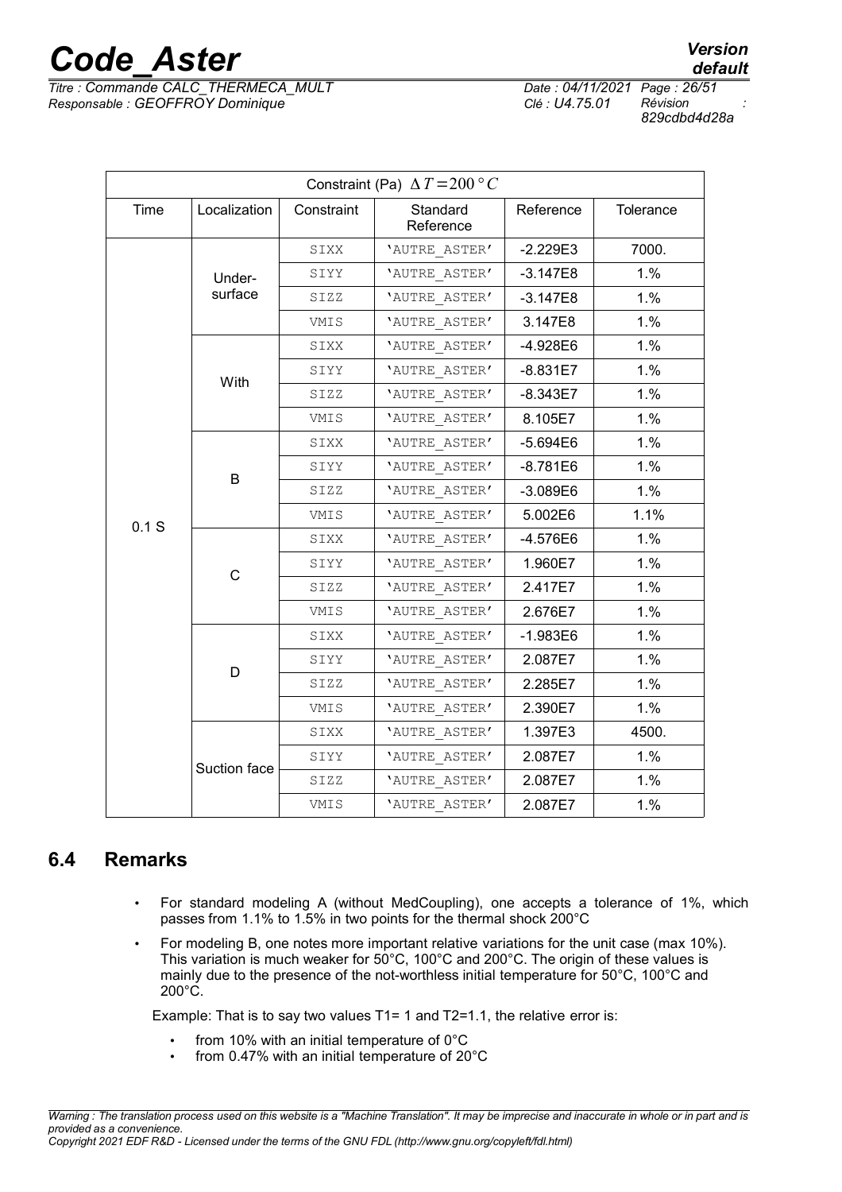| Constraint (Pa) $\Delta T=200\,°C$ | | | | | |
|---|---|---|---|---|---|
| Time | Localization | Constraint | Standard Reference | Reference | Tolerance |
| 0.1 S | Under-surface | SIXX | 'AUTRE_ASTER' | -2.229E3 | 7000. |
| | | SIYY | 'AUTRE_ASTER' | -3.147E8 | 1.% |
| | | SIZZ | 'AUTRE_ASTER' | -3.147E8 | 1.% |
| | | VMIS | 'AUTRE_ASTER' | 3.147E8 | 1.% |
| | With | SIXX | 'AUTRE_ASTER' | -4.928E6 | 1.% |
| | | SIYY | 'AUTRE_ASTER' | -8.831E7 | 1.% |
| | | SIZZ | 'AUTRE_ASTER' | -8.343E7 | 1.% |
| | | VMIS | 'AUTRE_ASTER' | 8.105E7 | 1.% |
| | B | SIXX | 'AUTRE_ASTER' | -5.694E6 | 1.% |
| | | SIYY | 'AUTRE_ASTER' | -8.781E6 | 1.% |
| | | SIZZ | 'AUTRE_ASTER' | -3.089E6 | 1.% |
| | | VMIS | 'AUTRE_ASTER' | 5.002E6 | 1.1% |
| | C | SIXX | 'AUTRE_ASTER' | -4.576E6 | 1.% |
| | | SIYY | 'AUTRE_ASTER' | 1.960E7 | 1.% |
| | | SIZZ | 'AUTRE_ASTER' | 2.417E7 | 1.% |
| | | VMIS | 'AUTRE_ASTER' | 2.676E7 | 1.% |
| | D | SIXX | 'AUTRE_ASTER' | -1.983E6 | 1.% |
| | | SIYY | 'AUTRE_ASTER' | 2.087E7 | 1.% |
| | | SIZZ | 'AUTRE_ASTER' | 2.285E7 | 1.% |
| | | VMIS | 'AUTRE_ASTER' | 2.390E7 | 1.% |
| | Suction face | SIXX | 'AUTRE_ASTER' | 1.397E3 | 4500. |
| | | SIYY | 'AUTRE_ASTER' | 2.087E7 | 1.% |
| | | SIZZ | 'AUTRE_ASTER' | 2.087E7 | 1.% |
| | | VMIS | 'AUTRE_ASTER' | 2.087E7 | 1.% |

## 6.4 Remarks

- For standard modeling A (without MedCoupling), one accepts a tolerance of 1%, which passes from 1.1% to 1.5% in two points for the thermal shock 200°C
- For modeling B, one notes more important relative variations for the unit case (max 10%). This variation is much weaker for 50°C, 100°C and 200°C. The origin of these values is mainly due to the presence of the not-worthless initial temperature for 50°C, 100°C and 200°C.

Example: That is to say two values T1= 1 and T2=1.1, the relative error is:

- from 10% with an initial temperature of 0°C
- from 0.47% with an initial temperature of 20°C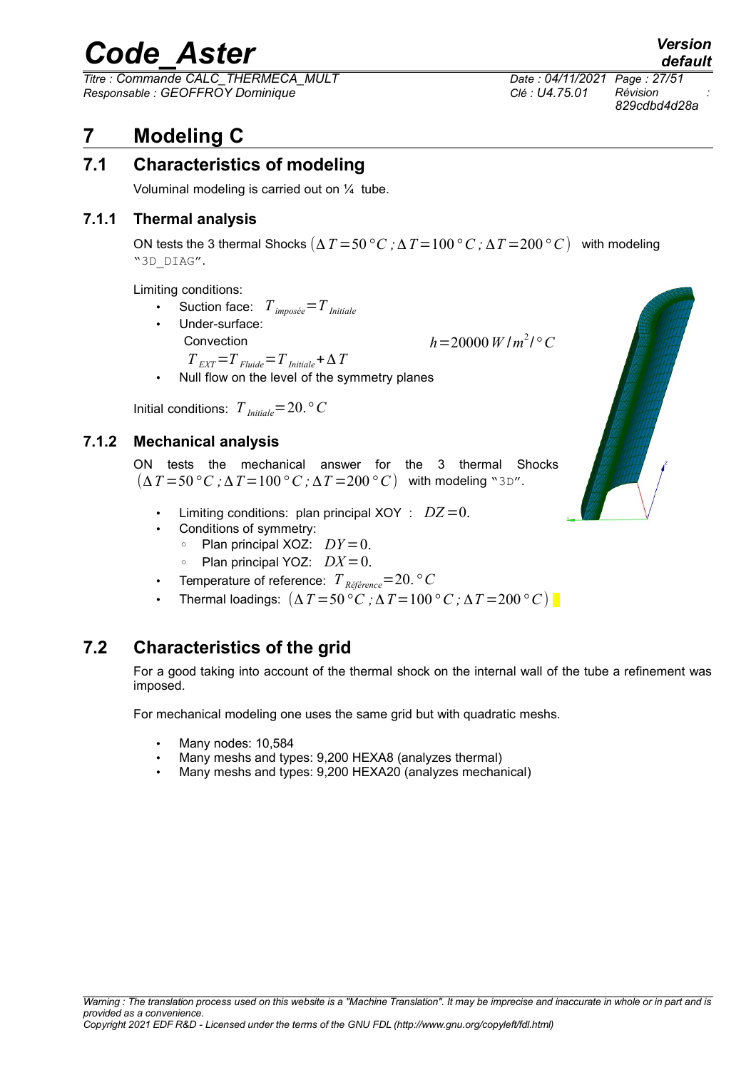# 7 Modeling C

## 7.1 Characteristics of modeling

Voluminal modeling is carried out on ¼ tube.

### 7.1.1 Thermal analysis

ON tests the 3 thermal Shocks $(\Delta T = 50\,°C\,;\Delta T = 100\,°C\,;\Delta T = 200\,°C)$ with modeling "3D_DIAG".

Limiting conditions:

- Suction face: $T_{imposée} = T_{Initiale}$
- Under-surface:
  Convection $h = 20000\,W/m^2/°C$
  $T_{EXT} = T_{Fluide} = T_{Initiale} + \Delta T$
- Null flow on the level of the symmetry planes

Initial conditions: $T_{Initiale} = 20.\,°C$

### 7.1.2 Mechanical analysis

ON tests the mechanical answer for the 3 thermal Shocks $(\Delta T = 50\,°C\,;\Delta T = 100\,°C\,;\Delta T = 200\,°C)$ with modeling "3D".

- Limiting conditions: plan principal XOY : $DZ = 0.$
- Conditions of symmetry:
  - Plan principal XOZ: $DY = 0.$
  - Plan principal YOZ: $DX = 0.$
- Temperature of reference: $T_{Référence} = 20.\,°C$
- Thermal loadings: $(\Delta T = 50\,°C\,;\Delta T = 100\,°C\,;\Delta T = 200\,°C)$

## 7.2 Characteristics of the grid

For a good taking into account of the thermal shock on the internal wall of the tube a refinement was imposed.

For mechanical modeling one uses the same grid but with quadratic meshs.

- Many nodes: 10,584
- Many meshs and types: 9,200 HEXA8 (analyzes thermal)
- Many meshs and types: 9,200 HEXA20 (analyzes mechanical)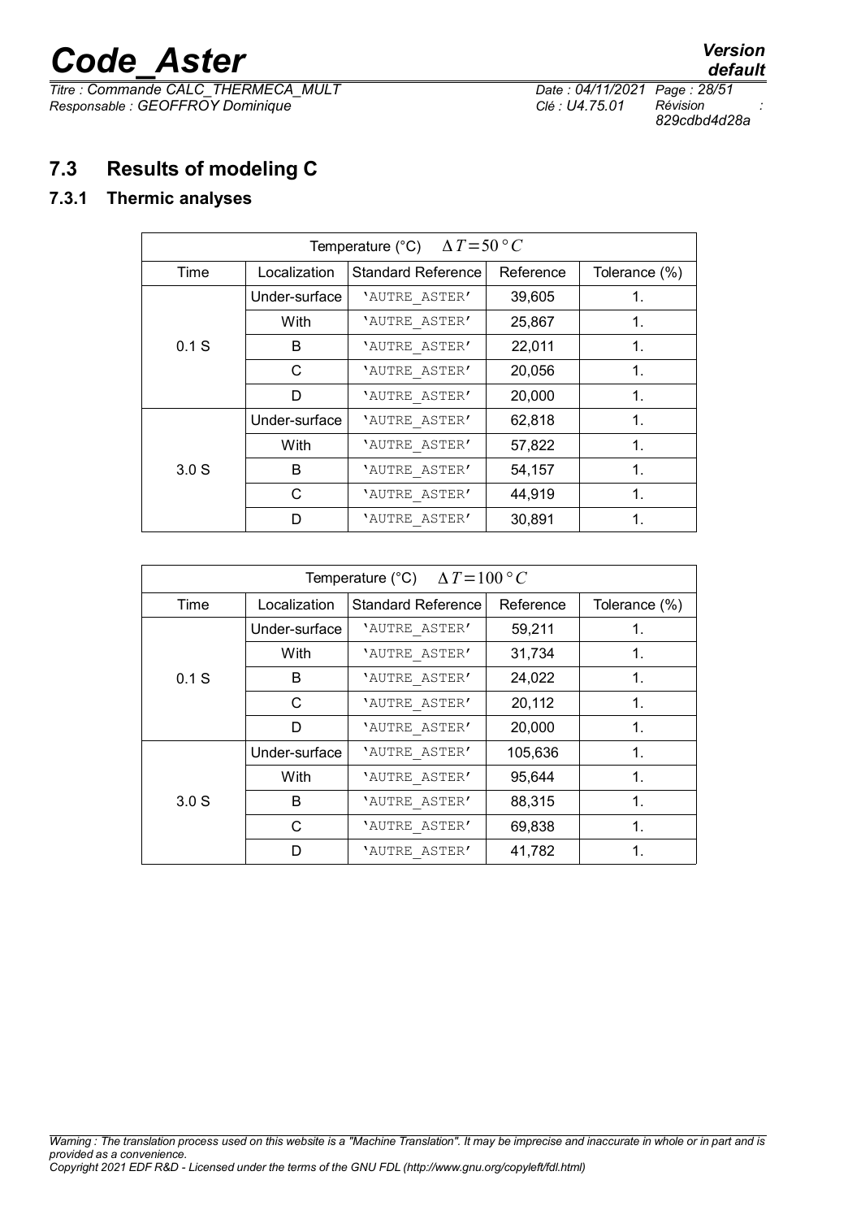## 7.3 Results of modeling C

### 7.3.1 Thermic analyses

| Temperature (°C) $\Delta T = 50 \, ° C$ | | | | |
|---|---|---|---|---|
| Time | Localization | Standard Reference | Reference | Tolerance (%) |
| 0.1 S | Under-surface | 'AUTRE_ASTER' | 39,605 | 1. |
| | With | 'AUTRE_ASTER' | 25,867 | 1. |
| | B | 'AUTRE_ASTER' | 22,011 | 1. |
| | C | 'AUTRE_ASTER' | 20,056 | 1. |
| | D | 'AUTRE_ASTER' | 20,000 | 1. |
| 3.0 S | Under-surface | 'AUTRE_ASTER' | 62,818 | 1. |
| | With | 'AUTRE_ASTER' | 57,822 | 1. |
| | B | 'AUTRE_ASTER' | 54,157 | 1. |
| | C | 'AUTRE_ASTER' | 44,919 | 1. |
| | D | 'AUTRE_ASTER' | 30,891 | 1. |

| Temperature (°C) $\Delta T = 100 \, ° C$ | | | | |
|---|---|---|---|---|
| Time | Localization | Standard Reference | Reference | Tolerance (%) |
| 0.1 S | Under-surface | 'AUTRE_ASTER' | 59,211 | 1. |
| | With | 'AUTRE_ASTER' | 31,734 | 1. |
| | B | 'AUTRE_ASTER' | 24,022 | 1. |
| | C | 'AUTRE_ASTER' | 20,112 | 1. |
| | D | 'AUTRE_ASTER' | 20,000 | 1. |
| 3.0 S | Under-surface | 'AUTRE_ASTER' | 105,636 | 1. |
| | With | 'AUTRE_ASTER' | 95,644 | 1. |
| | B | 'AUTRE_ASTER' | 88,315 | 1. |
| | C | 'AUTRE_ASTER' | 69,838 | 1. |
| | D | 'AUTRE_ASTER' | 41,782 | 1. |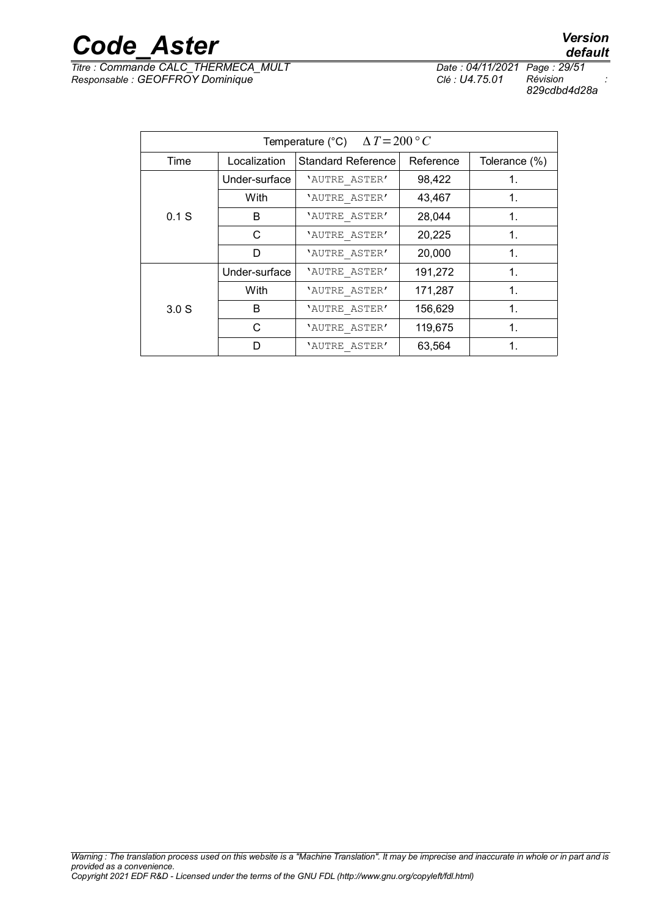| Temperature (°C) $\Delta T = 200\,°C$ | | | | |
|---|---|---|---|---|
| Time | Localization | Standard Reference | Reference | Tolerance (%) |
| 0.1 S | Under-surface | 'AUTRE_ASTER' | 98,422 | 1. |
| | With | 'AUTRE_ASTER' | 43,467 | 1. |
| | B | 'AUTRE_ASTER' | 28,044 | 1. |
| | C | 'AUTRE_ASTER' | 20,225 | 1. |
| | D | 'AUTRE_ASTER' | 20,000 | 1. |
| 3.0 S | Under-surface | 'AUTRE_ASTER' | 191,272 | 1. |
| | With | 'AUTRE_ASTER' | 171,287 | 1. |
| | B | 'AUTRE_ASTER' | 156,629 | 1. |
| | C | 'AUTRE_ASTER' | 119,675 | 1. |
| | D | 'AUTRE_ASTER' | 63,564 | 1. |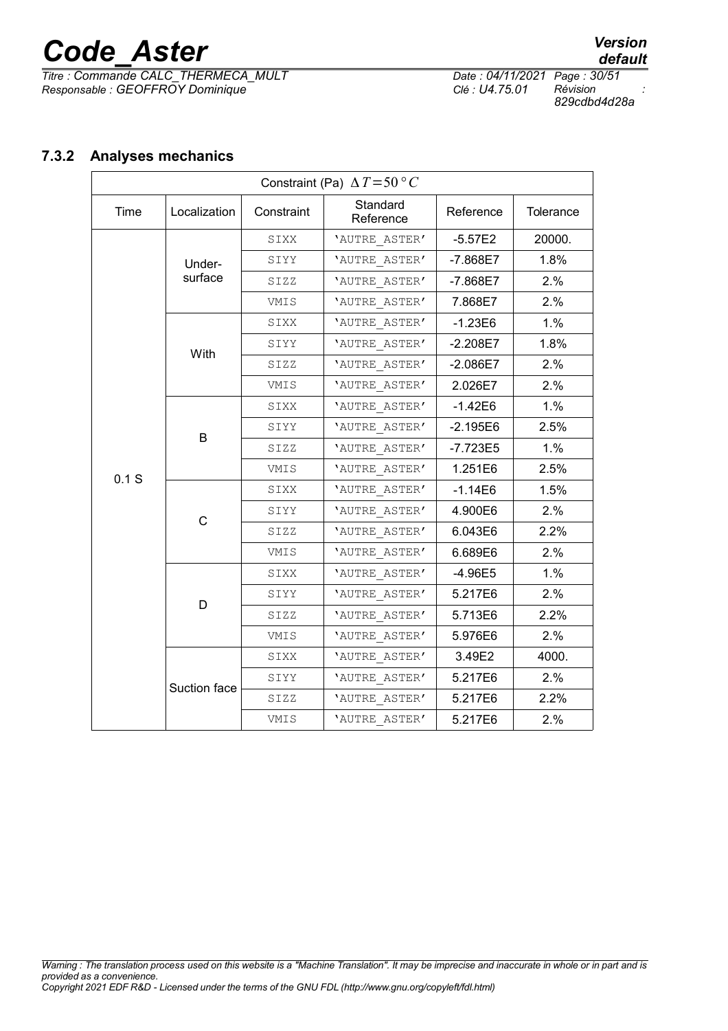### 7.3.2 Analyses mechanics

| Constraint (Pa) $\Delta T=50°C$ | | | | | |
|---|---|---|---|---|---|
| Time | Localization | Constraint | Standard Reference | Reference | Tolerance |
| 0.1 S | Under-surface | SIXX | 'AUTRE_ASTER' | -5.57E2 | 20000. |
| | | SIYY | 'AUTRE_ASTER' | -7.868E7 | 1.8% |
| | | SIZZ | 'AUTRE_ASTER' | -7.868E7 | 2.% |
| | | VMIS | 'AUTRE_ASTER' | 7.868E7 | 2.% |
| | With | SIXX | 'AUTRE_ASTER' | -1.23E6 | 1.% |
| | | SIYY | 'AUTRE_ASTER' | -2.208E7 | 1.8% |
| | | SIZZ | 'AUTRE_ASTER' | -2.086E7 | 2.% |
| | | VMIS | 'AUTRE_ASTER' | 2.026E7 | 2.% |
| | B | SIXX | 'AUTRE_ASTER' | -1.42E6 | 1.% |
| | | SIYY | 'AUTRE_ASTER' | -2.195E6 | 2.5% |
| | | SIZZ | 'AUTRE_ASTER' | -7.723E5 | 1.% |
| | | VMIS | 'AUTRE_ASTER' | 1.251E6 | 2.5% |
| | C | SIXX | 'AUTRE_ASTER' | -1.14E6 | 1.5% |
| | | SIYY | 'AUTRE_ASTER' | 4.900E6 | 2.% |
| | | SIZZ | 'AUTRE_ASTER' | 6.043E6 | 2.2% |
| | | VMIS | 'AUTRE_ASTER' | 6.689E6 | 2.% |
| | D | SIXX | 'AUTRE_ASTER' | -4.96E5 | 1.% |
| | | SIYY | 'AUTRE_ASTER' | 5.217E6 | 2.% |
| | | SIZZ | 'AUTRE_ASTER' | 5.713E6 | 2.2% |
| | | VMIS | 'AUTRE_ASTER' | 5.976E6 | 2.% |
| | Suction face | SIXX | 'AUTRE_ASTER' | 3.49E2 | 4000. |
| | | SIYY | 'AUTRE_ASTER' | 5.217E6 | 2.% |
| | | SIZZ | 'AUTRE_ASTER' | 5.217E6 | 2.2% |
| | | VMIS | 'AUTRE_ASTER' | 5.217E6 | 2.% |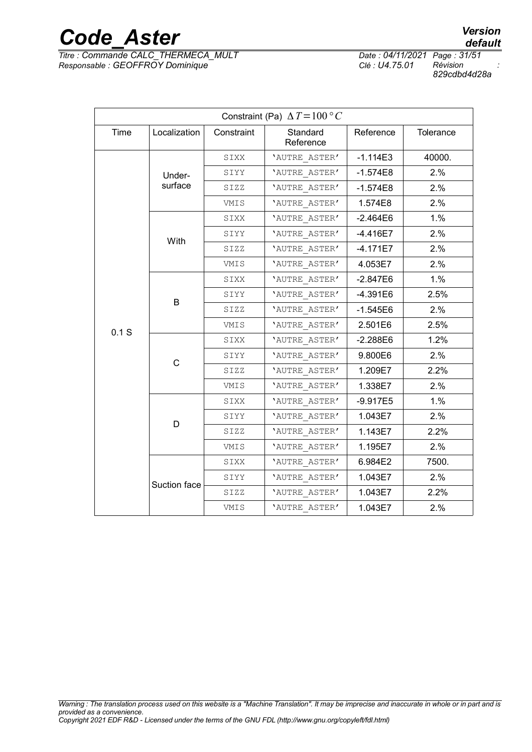| Constraint (Pa) $\Delta T = 100\,°C$ | | | | | |
|---|---|---|---|---|---|
| Time | Localization | Constraint | Standard Reference | Reference | Tolerance |
| 0.1 S | Under-surface | SIXX | 'AUTRE_ASTER' | -1.114E3 | 40000. |
| | | SIYY | 'AUTRE_ASTER' | -1.574E8 | 2.% |
| | | SIZZ | 'AUTRE_ASTER' | -1.574E8 | 2.% |
| | | VMIS | 'AUTRE_ASTER' | 1.574E8 | 2.% |
| | With | SIXX | 'AUTRE_ASTER' | -2.464E6 | 1.% |
| | | SIYY | 'AUTRE_ASTER' | -4.416E7 | 2.% |
| | | SIZZ | 'AUTRE_ASTER' | -4.171E7 | 2.% |
| | | VMIS | 'AUTRE_ASTER' | 4.053E7 | 2.% |
| | B | SIXX | 'AUTRE_ASTER' | -2.847E6 | 1.% |
| | | SIYY | 'AUTRE_ASTER' | -4.391E6 | 2.5% |
| | | SIZZ | 'AUTRE_ASTER' | -1.545E6 | 2.% |
| | | VMIS | 'AUTRE_ASTER' | 2.501E6 | 2.5% |
| | C | SIXX | 'AUTRE_ASTER' | -2.288E6 | 1.2% |
| | | SIYY | 'AUTRE_ASTER' | 9.800E6 | 2.% |
| | | SIZZ | 'AUTRE_ASTER' | 1.209E7 | 2.2% |
| | | VMIS | 'AUTRE_ASTER' | 1.338E7 | 2.% |
| | D | SIXX | 'AUTRE_ASTER' | -9.917E5 | 1.% |
| | | SIYY | 'AUTRE_ASTER' | 1.043E7 | 2.% |
| | | SIZZ | 'AUTRE_ASTER' | 1.143E7 | 2.2% |
| | | VMIS | 'AUTRE_ASTER' | 1.195E7 | 2.% |
| | Suction face | SIXX | 'AUTRE_ASTER' | 6.984E2 | 7500. |
| | | SIYY | 'AUTRE_ASTER' | 1.043E7 | 2.% |
| | | SIZZ | 'AUTRE_ASTER' | 1.043E7 | 2.2% |
| | | VMIS | 'AUTRE_ASTER' | 1.043E7 | 2.% |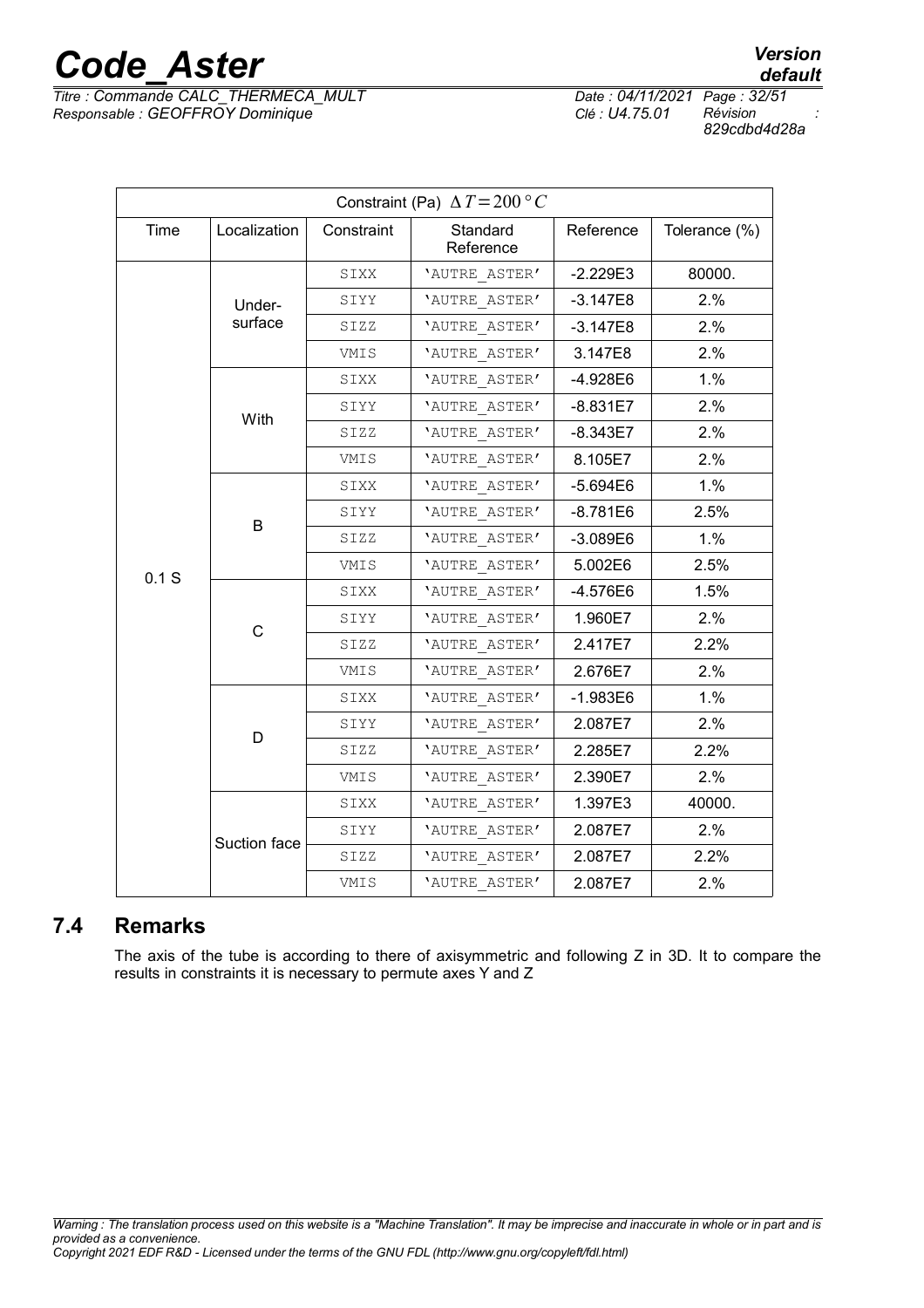| Constraint (Pa) $\Delta T = 200 \, °C$ | | | | | |
|---|---|---|---|---|---|
| Time | Localization | Constraint | Standard Reference | Reference | Tolerance (%) |
| 0.1 S | Under-surface | SIXX | 'AUTRE_ASTER' | -2.229E3 | 80000. |
| | | SIYY | 'AUTRE_ASTER' | -3.147E8 | 2.% |
| | | SIZZ | 'AUTRE_ASTER' | -3.147E8 | 2.% |
| | | VMIS | 'AUTRE_ASTER' | 3.147E8 | 2.% |
| | With | SIXX | 'AUTRE_ASTER' | -4.928E6 | 1.% |
| | | SIYY | 'AUTRE_ASTER' | -8.831E7 | 2.% |
| | | SIZZ | 'AUTRE_ASTER' | -8.343E7 | 2.% |
| | | VMIS | 'AUTRE_ASTER' | 8.105E7 | 2.% |
| | B | SIXX | 'AUTRE_ASTER' | -5.694E6 | 1.% |
| | | SIYY | 'AUTRE_ASTER' | -8.781E6 | 2.5% |
| | | SIZZ | 'AUTRE_ASTER' | -3.089E6 | 1.% |
| | | VMIS | 'AUTRE_ASTER' | 5.002E6 | 2.5% |
| | C | SIXX | 'AUTRE_ASTER' | -4.576E6 | 1.5% |
| | | SIYY | 'AUTRE_ASTER' | 1.960E7 | 2.% |
| | | SIZZ | 'AUTRE_ASTER' | 2.417E7 | 2.2% |
| | | VMIS | 'AUTRE_ASTER' | 2.676E7 | 2.% |
| | D | SIXX | 'AUTRE_ASTER' | -1.983E6 | 1.% |
| | | SIYY | 'AUTRE_ASTER' | 2.087E7 | 2.% |
| | | SIZZ | 'AUTRE_ASTER' | 2.285E7 | 2.2% |
| | | VMIS | 'AUTRE_ASTER' | 2.390E7 | 2.% |
| | Suction face | SIXX | 'AUTRE_ASTER' | 1.397E3 | 40000. |
| | | SIYY | 'AUTRE_ASTER' | 2.087E7 | 2.% |
| | | SIZZ | 'AUTRE_ASTER' | 2.087E7 | 2.2% |
| | | VMIS | 'AUTRE_ASTER' | 2.087E7 | 2.% |

## 7.4 Remarks

The axis of the tube is according to there of axisymmetric and following Z in 3D. It to compare the results in constraints it is necessary to permute axes Y and Z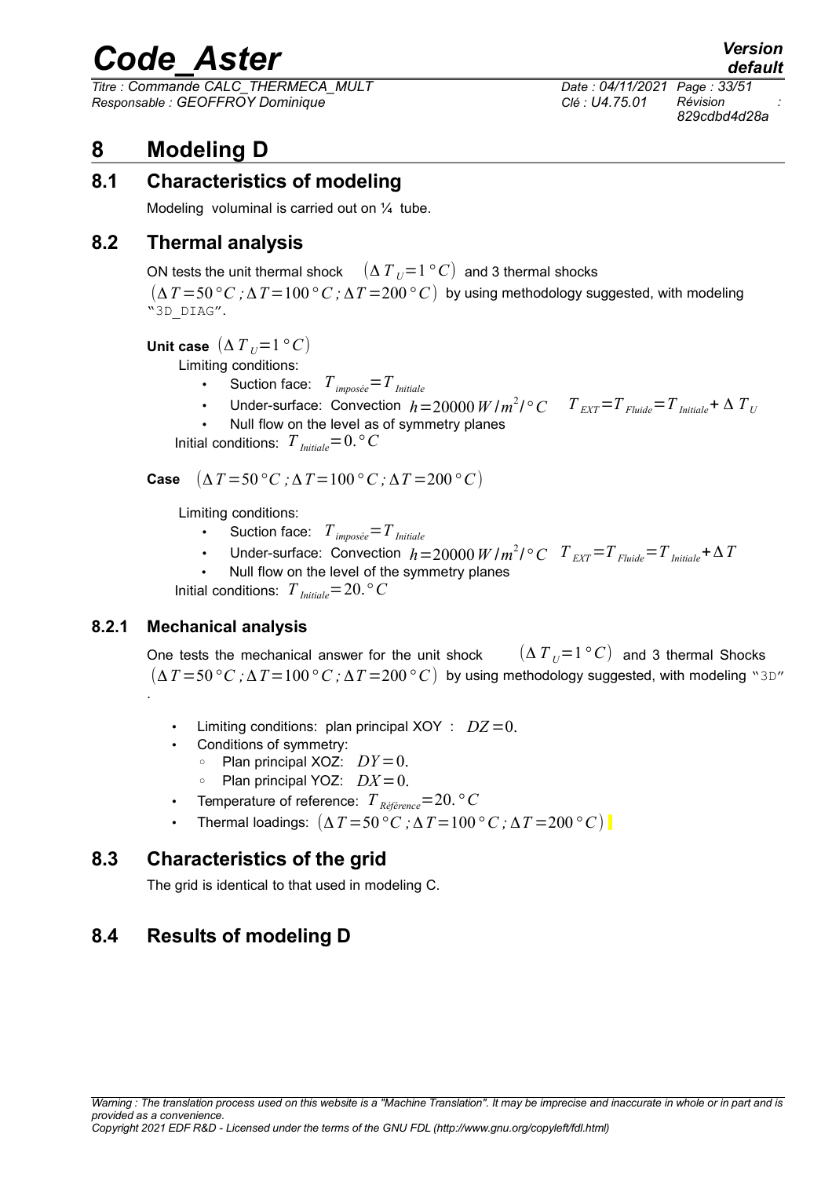# 8 Modeling D

## 8.1 Characteristics of modeling

Modeling voluminal is carried out on ¼ tube.

## 8.2 Thermal analysis

ON tests the unit thermal shock $(\Delta T_U = 1\,°C)$ and 3 thermal shocks $(\Delta T = 50\,°C\,;\Delta T = 100\,°C\,;\Delta T = 200\,°C)$ by using methodology suggested, with modeling "3D_DIAG".

**Unit case** $(\Delta T_U = 1\,°C)$

Limiting conditions:

- Suction face: $T_{imposée} = T_{Initiale}$
- Under-surface: Convection $h = 20000\,W/m^2/°C$ $\quad T_{EXT} = T_{Fluide} = T_{Initiale} + \Delta T_U$
- Null flow on the level as of symmetry planes

Initial conditions: $T_{Initiale} = 0.\,°C$

**Case** $(\Delta T = 50\,°C\,;\Delta T = 100\,°C\,;\Delta T = 200\,°C)$

Limiting conditions:

- Suction face: $T_{imposée} = T_{Initiale}$
- Under-surface: Convection $h = 20000\,W/m^2/°C$ $\quad T_{EXT} = T_{Fluide} = T_{Initiale} + \Delta T$
- Null flow on the level of the symmetry planes

Initial conditions: $T_{Initiale} = 20.\,°C$

### 8.2.1 Mechanical analysis

One tests the mechanical answer for the unit shock $(\Delta T_U = 1\,°C)$ and 3 thermal Shocks $(\Delta T = 50\,°C\,;\Delta T = 100\,°C\,;\Delta T = 200\,°C)$ by using methodology suggested, with modeling "3D" .

- Limiting conditions: plan principal XOY : $DZ = 0.$
- Conditions of symmetry:
  - Plan principal XOZ: $DY = 0.$
  - Plan principal YOZ: $DX = 0.$
- Temperature of reference: $T_{Référence} = 20.\,°C$
- Thermal loadings: $(\Delta T = 50\,°C\,;\Delta T = 100\,°C\,;\Delta T = 200\,°C)$

## 8.3 Characteristics of the grid

The grid is identical to that used in modeling C.

## 8.4 Results of modeling D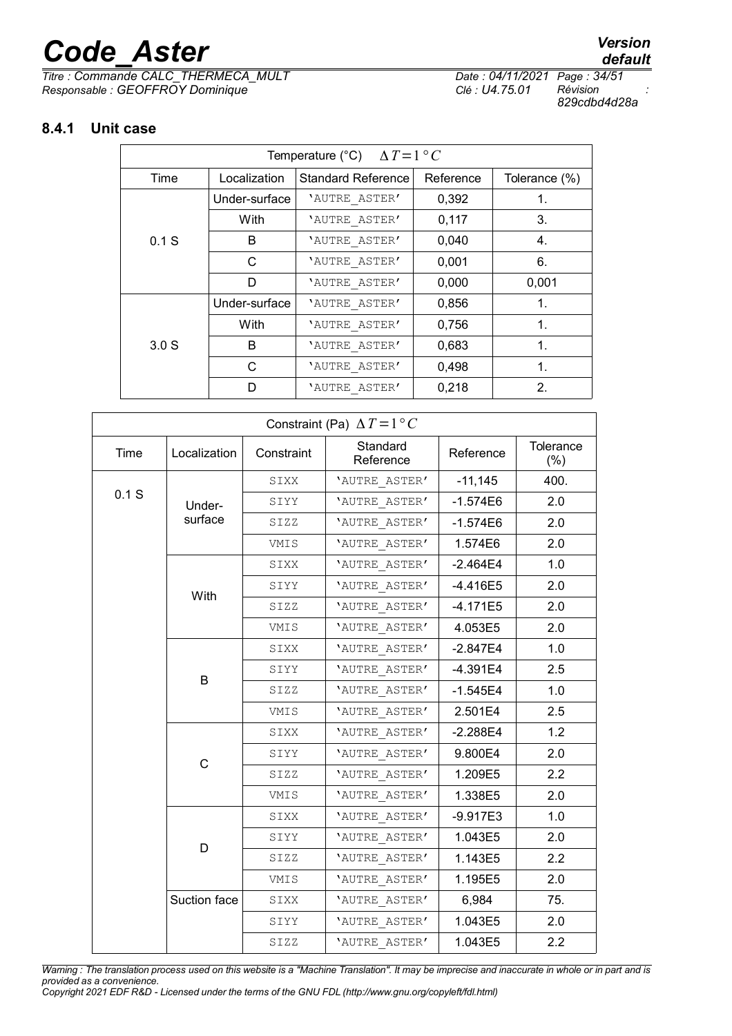### 8.4.1 Unit case

| Temperature (°C) $\Delta T=1°C$ | | | | |
|---|---|---|---|---|
| Time | Localization | Standard Reference | Reference | Tolerance (%) |
| 0.1 S | Under-surface | 'AUTRE_ASTER' | 0,392 | 1. |
| | With | 'AUTRE_ASTER' | 0,117 | 3. |
| | B | 'AUTRE_ASTER' | 0,040 | 4. |
| | C | 'AUTRE_ASTER' | 0,001 | 6. |
| | D | 'AUTRE_ASTER' | 0,000 | 0,001 |
| 3.0 S | Under-surface | 'AUTRE_ASTER' | 0,856 | 1. |
| | With | 'AUTRE_ASTER' | 0,756 | 1. |
| | B | 'AUTRE_ASTER' | 0,683 | 1. |
| | C | 'AUTRE_ASTER' | 0,498 | 1. |
| | D | 'AUTRE_ASTER' | 0,218 | 2. |

| Constraint (Pa) $\Delta T=1°C$ | | | | | |
|---|---|---|---|---|---|
| Time | Localization | Constraint | Standard Reference | Reference | Tolerance (%) |
| 0.1 S | Under-surface | SIXX | 'AUTRE_ASTER' | -11,145 | 400. |
| | | SIYY | 'AUTRE_ASTER' | -1.574E6 | 2.0 |
| | | SIZZ | 'AUTRE_ASTER' | -1.574E6 | 2.0 |
| | | VMIS | 'AUTRE_ASTER' | 1.574E6 | 2.0 |
| | With | SIXX | 'AUTRE_ASTER' | -2.464E4 | 1.0 |
| | | SIYY | 'AUTRE_ASTER' | -4.416E5 | 2.0 |
| | | SIZZ | 'AUTRE_ASTER' | -4.171E5 | 2.0 |
| | | VMIS | 'AUTRE_ASTER' | 4.053E5 | 2.0 |
| | B | SIXX | 'AUTRE_ASTER' | -2.847E4 | 1.0 |
| | | SIYY | 'AUTRE_ASTER' | -4.391E4 | 2.5 |
| | | SIZZ | 'AUTRE_ASTER' | -1.545E4 | 1.0 |
| | | VMIS | 'AUTRE_ASTER' | 2.501E4 | 2.5 |
| | C | SIXX | 'AUTRE_ASTER' | -2.288E4 | 1.2 |
| | | SIYY | 'AUTRE_ASTER' | 9.800E4 | 2.0 |
| | | SIZZ | 'AUTRE_ASTER' | 1.209E5 | 2.2 |
| | | VMIS | 'AUTRE_ASTER' | 1.338E5 | 2.0 |
| | D | SIXX | 'AUTRE_ASTER' | -9.917E3 | 1.0 |
| | | SIYY | 'AUTRE_ASTER' | 1.043E5 | 2.0 |
| | | SIZZ | 'AUTRE_ASTER' | 1.143E5 | 2.2 |
| | | VMIS | 'AUTRE_ASTER' | 1.195E5 | 2.0 |
| | Suction face | SIXX | 'AUTRE_ASTER' | 6,984 | 75. |
| | | SIYY | 'AUTRE_ASTER' | 1.043E5 | 2.0 |
| | | SIZZ | 'AUTRE_ASTER' | 1.043E5 | 2.2 |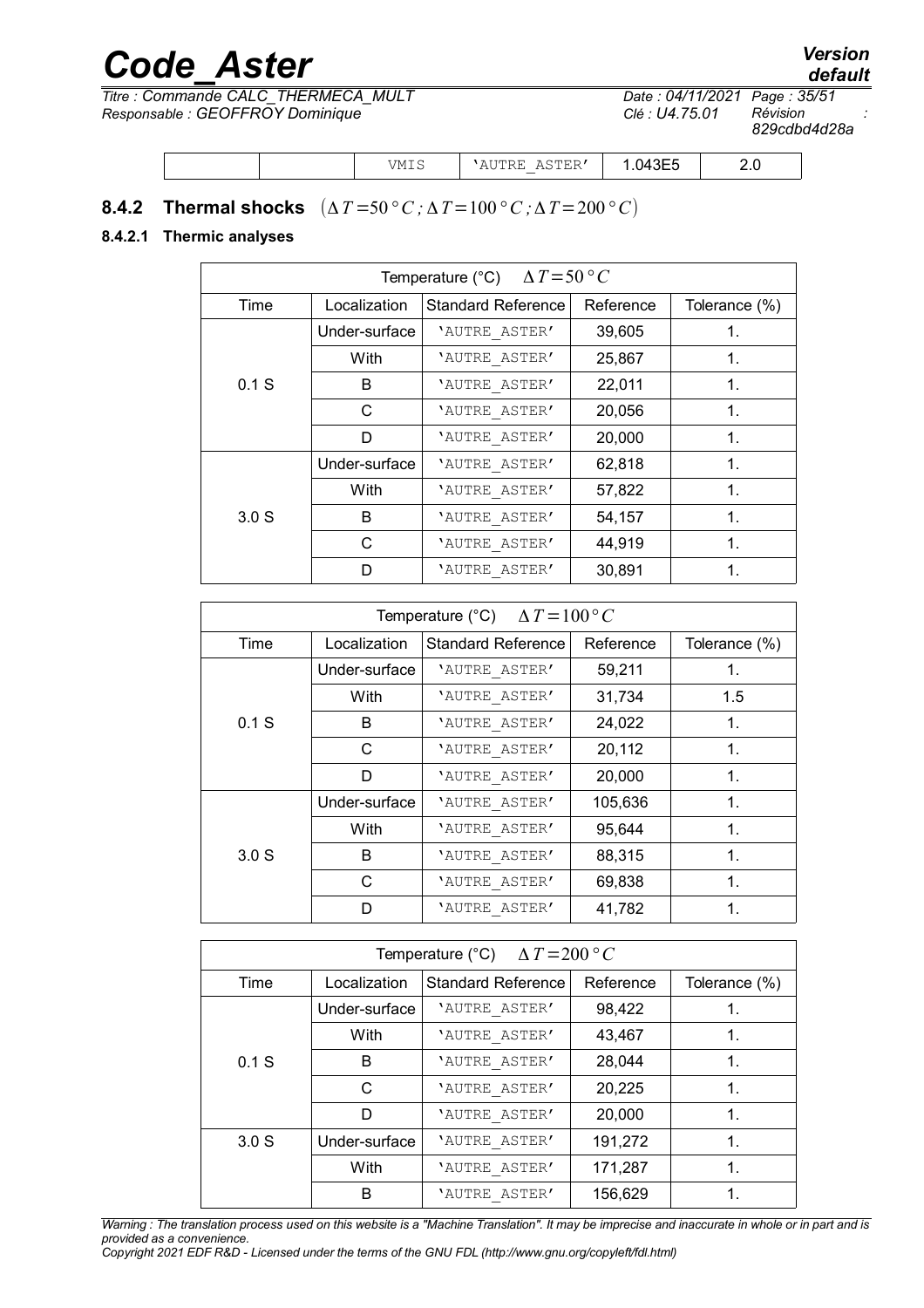|  |  | VMIS | 'AUTRE_ASTER' | 1.043E5 | 2.0 |
|---|---|---|---|---|---|

### 8.4.2 Thermal shocks $(\Delta T=50°C ; \Delta T=100°C ; \Delta T=200°C)$

#### 8.4.2.1 Thermic analyses

| Temperature (°C) $\Delta T=50°C$ | | | | |
|---|---|---|---|---|
| Time | Localization | Standard Reference | Reference | Tolerance (%) |
| 0.1 S | Under-surface | 'AUTRE_ASTER' | 39,605 | 1. |
| | With | 'AUTRE_ASTER' | 25,867 | 1. |
| | B | 'AUTRE_ASTER' | 22,011 | 1. |
| | C | 'AUTRE_ASTER' | 20,056 | 1. |
| | D | 'AUTRE_ASTER' | 20,000 | 1. |
| 3.0 S | Under-surface | 'AUTRE_ASTER' | 62,818 | 1. |
| | With | 'AUTRE_ASTER' | 57,822 | 1. |
| | B | 'AUTRE_ASTER' | 54,157 | 1. |
| | C | 'AUTRE_ASTER' | 44,919 | 1. |
| | D | 'AUTRE_ASTER' | 30,891 | 1. |

| Temperature (°C) $\Delta T=100°C$ | | | | |
|---|---|---|---|---|
| Time | Localization | Standard Reference | Reference | Tolerance (%) |
| 0.1 S | Under-surface | 'AUTRE_ASTER' | 59,211 | 1. |
| | With | 'AUTRE_ASTER' | 31,734 | 1.5 |
| | B | 'AUTRE_ASTER' | 24,022 | 1. |
| | C | 'AUTRE_ASTER' | 20,112 | 1. |
| | D | 'AUTRE_ASTER' | 20,000 | 1. |
| 3.0 S | Under-surface | 'AUTRE_ASTER' | 105,636 | 1. |
| | With | 'AUTRE_ASTER' | 95,644 | 1. |
| | B | 'AUTRE_ASTER' | 88,315 | 1. |
| | C | 'AUTRE_ASTER' | 69,838 | 1. |
| | D | 'AUTRE_ASTER' | 41,782 | 1. |

| Temperature (°C) $\Delta T=200°C$ | | | | |
|---|---|---|---|---|
| Time | Localization | Standard Reference | Reference | Tolerance (%) |
| 0.1 S | Under-surface | 'AUTRE_ASTER' | 98,422 | 1. |
| | With | 'AUTRE_ASTER' | 43,467 | 1. |
| | B | 'AUTRE_ASTER' | 28,044 | 1. |
| | C | 'AUTRE_ASTER' | 20,225 | 1. |
| | D | 'AUTRE_ASTER' | 20,000 | 1. |
| 3.0 S | Under-surface | 'AUTRE_ASTER' | 191,272 | 1. |
| | With | 'AUTRE_ASTER' | 171,287 | 1. |
| | B | 'AUTRE_ASTER' | 156,629 | 1. |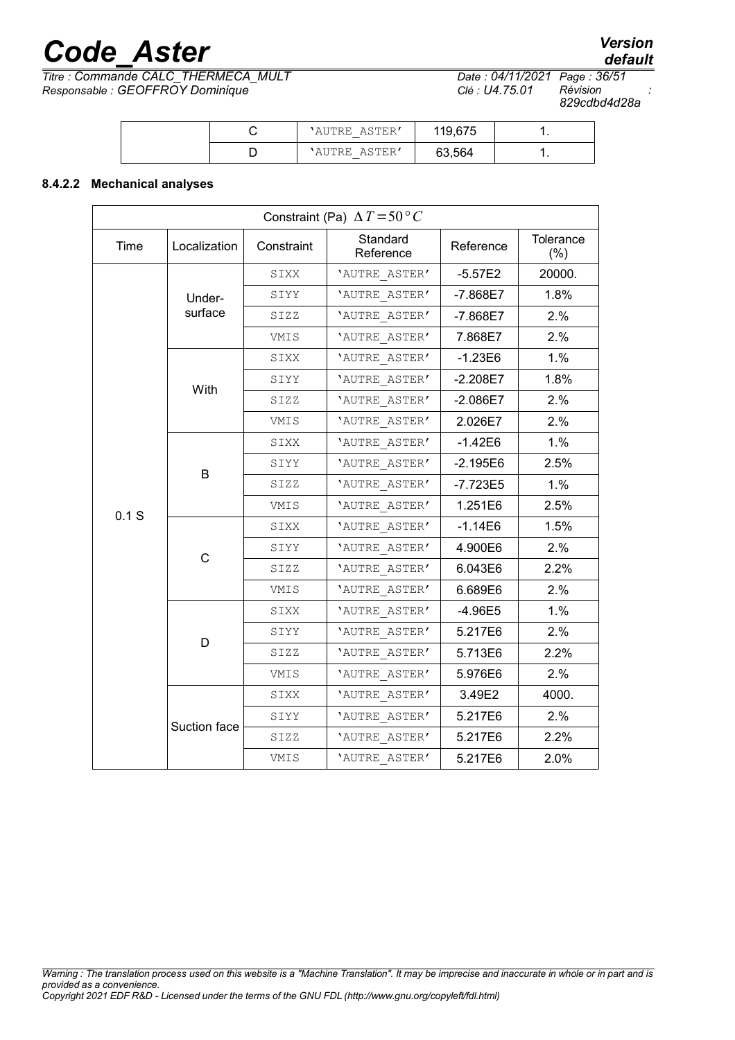|  | C | 'AUTRE_ASTER' | 119,675 | 1. |
|---|---|---|---|---|
|  | D | 'AUTRE_ASTER' | 63,564 | 1. |

#### 8.4.2.2 Mechanical analyses

| Constraint (Pa) $\Delta T=50°C$ | | | | | |
|---|---|---|---|---|---|
| Time | Localization | Constraint | Standard Reference | Reference | Tolerance (%) |
| 0.1 S | Under-surface | SIXX | 'AUTRE_ASTER' | -5.57E2 | 20000. |
| | | SIYY | 'AUTRE_ASTER' | -7.868E7 | 1.8% |
| | | SIZZ | 'AUTRE_ASTER' | -7.868E7 | 2.% |
| | | VMIS | 'AUTRE_ASTER' | 7.868E7 | 2.% |
| | With | SIXX | 'AUTRE_ASTER' | -1.23E6 | 1.% |
| | | SIYY | 'AUTRE_ASTER' | -2.208E7 | 1.8% |
| | | SIZZ | 'AUTRE_ASTER' | -2.086E7 | 2.% |
| | | VMIS | 'AUTRE_ASTER' | 2.026E7 | 2.% |
| | B | SIXX | 'AUTRE_ASTER' | -1.42E6 | 1.% |
| | | SIYY | 'AUTRE_ASTER' | -2.195E6 | 2.5% |
| | | SIZZ | 'AUTRE_ASTER' | -7.723E5 | 1.% |
| | | VMIS | 'AUTRE_ASTER' | 1.251E6 | 2.5% |
| | C | SIXX | 'AUTRE_ASTER' | -1.14E6 | 1.5% |
| | | SIYY | 'AUTRE_ASTER' | 4.900E6 | 2.% |
| | | SIZZ | 'AUTRE_ASTER' | 6.043E6 | 2.2% |
| | | VMIS | 'AUTRE_ASTER' | 6.689E6 | 2.% |
| | D | SIXX | 'AUTRE_ASTER' | -4.96E5 | 1.% |
| | | SIYY | 'AUTRE_ASTER' | 5.217E6 | 2.% |
| | | SIZZ | 'AUTRE_ASTER' | 5.713E6 | 2.2% |
| | | VMIS | 'AUTRE_ASTER' | 5.976E6 | 2.% |
| | Suction face | SIXX | 'AUTRE_ASTER' | 3.49E2 | 4000. |
| | | SIYY | 'AUTRE_ASTER' | 5.217E6 | 2.% |
| | | SIZZ | 'AUTRE_ASTER' | 5.217E6 | 2.2% |
| | | VMIS | 'AUTRE_ASTER' | 5.217E6 | 2.0% |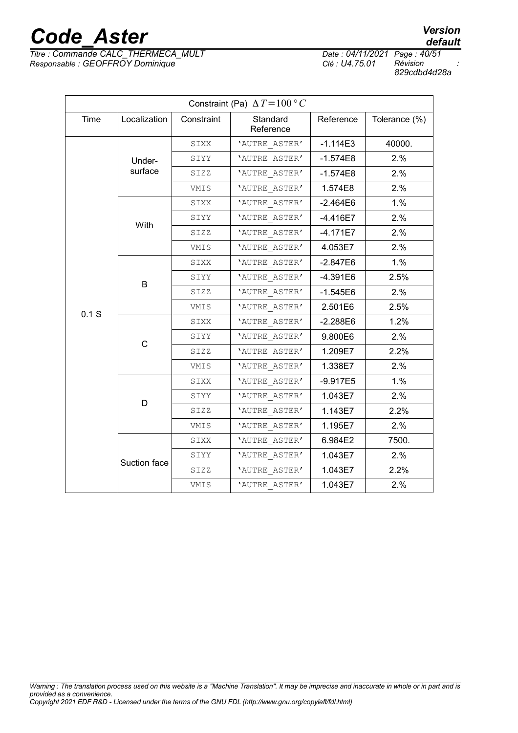| Constraint (Pa) $\Delta T = 100\,°C$ | | | | | |
|---|---|---|---|---|---|
| Time | Localization | Constraint | Standard Reference | Reference | Tolerance (%) |
| 0.1 S | Under-surface | SIXX | 'AUTRE_ASTER' | -1.114E3 | 40000. |
| | | SIYY | 'AUTRE_ASTER' | -1.574E8 | 2.% |
| | | SIZZ | 'AUTRE_ASTER' | -1.574E8 | 2.% |
| | | VMIS | 'AUTRE_ASTER' | 1.574E8 | 2.% |
| | With | SIXX | 'AUTRE_ASTER' | -2.464E6 | 1.% |
| | | SIYY | 'AUTRE_ASTER' | -4.416E7 | 2.% |
| | | SIZZ | 'AUTRE_ASTER' | -4.171E7 | 2.% |
| | | VMIS | 'AUTRE_ASTER' | 4.053E7 | 2.% |
| | B | SIXX | 'AUTRE_ASTER' | -2.847E6 | 1.% |
| | | SIYY | 'AUTRE_ASTER' | -4.391E6 | 2.5% |
| | | SIZZ | 'AUTRE_ASTER' | -1.545E6 | 2.% |
| | | VMIS | 'AUTRE_ASTER' | 2.501E6 | 2.5% |
| | C | SIXX | 'AUTRE_ASTER' | -2.288E6 | 1.2% |
| | | SIYY | 'AUTRE_ASTER' | 9.800E6 | 2.% |
| | | SIZZ | 'AUTRE_ASTER' | 1.209E7 | 2.2% |
| | | VMIS | 'AUTRE_ASTER' | 1.338E7 | 2.% |
| | D | SIXX | 'AUTRE_ASTER' | -9.917E5 | 1.% |
| | | SIYY | 'AUTRE_ASTER' | 1.043E7 | 2.% |
| | | SIZZ | 'AUTRE_ASTER' | 1.143E7 | 2.2% |
| | | VMIS | 'AUTRE_ASTER' | 1.195E7 | 2.% |
| | Suction face | SIXX | 'AUTRE_ASTER' | 6.984E2 | 7500. |
| | | SIYY | 'AUTRE_ASTER' | 1.043E7 | 2.% |
| | | SIZZ | 'AUTRE_ASTER' | 1.043E7 | 2.2% |
| | | VMIS | 'AUTRE_ASTER' | 1.043E7 | 2.% |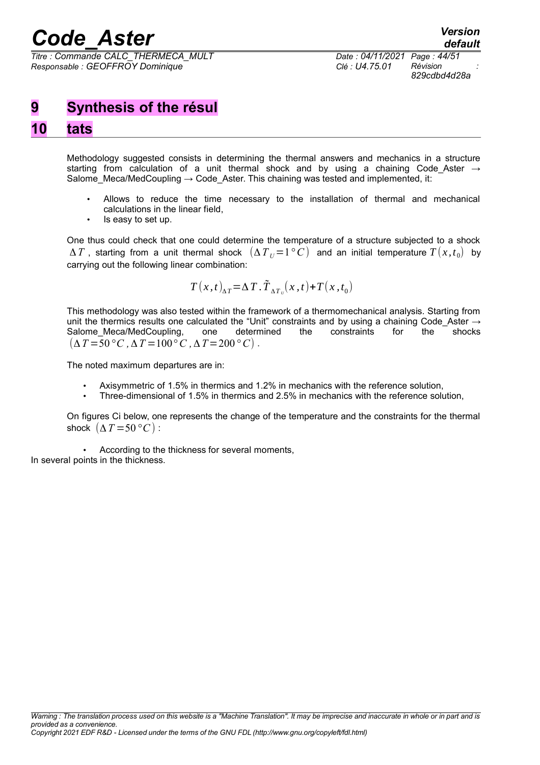# 9 Synthesis of the résul

# 10 tats

Methodology suggested consists in determining the thermal answers and mechanics in a structure starting from calculation of a unit thermal shock and by using a chaining Code_Aster → Salome_Meca/MedCoupling → Code_Aster. This chaining was tested and implemented, it:

- Allows to reduce the time necessary to the installation of thermal and mechanical calculations in the linear field,
- Is easy to set up.

One thus could check that one could determine the temperature of a structure subjected to a shock $\Delta T$ , starting from a unit thermal shock $(\Delta T_U = 1°C)$ and an initial temperature $T(x, t_0)$ by carrying out the following linear combination:

$$T(x,t)_{\Delta T} = \Delta T . \tilde{T}_{\Delta T_U}(x,t) + T(x,t_0)$$

This methodology was also tested within the framework of a thermomechanical analysis. Starting from unit the thermics results one calculated the "Unit" constraints and by using a chaining Code_Aster → Salome_Meca/MedCoupling, one determined the constraints for the shocks $(\Delta T = 50°C, \Delta T = 100°C, \Delta T = 200°C)$.

The noted maximum departures are in:

- Axisymmetric of 1.5% in thermics and 1.2% in mechanics with the reference solution,
- Three-dimensional of 1.5% in thermics and 2.5% in mechanics with the reference solution,

On figures Ci below, one represents the change of the temperature and the constraints for the thermal shock $(\Delta T = 50°C)$:

- According to the thickness for several moments,

In several points in the thickness.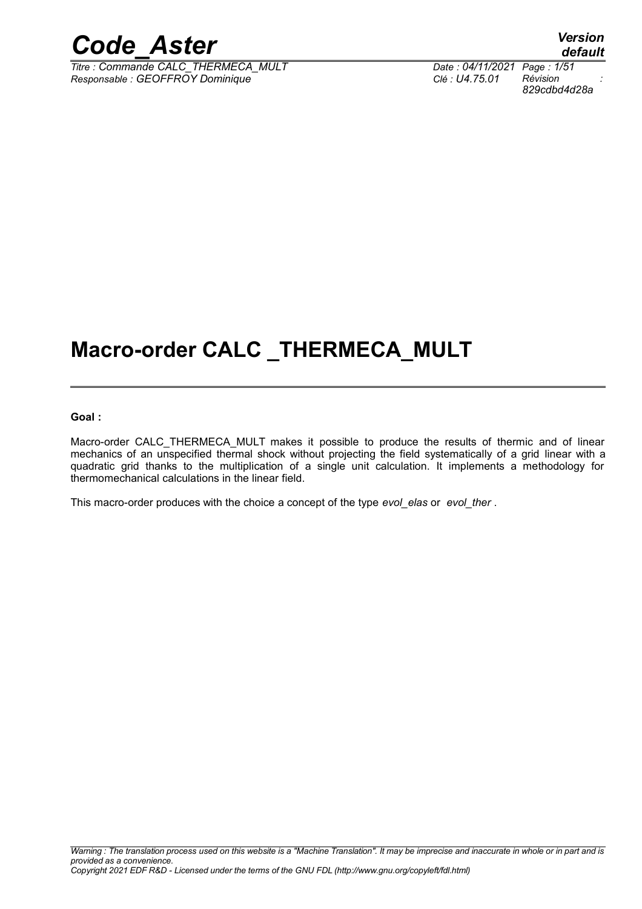# Macro-order CALC _THERMECA_MULT

**Goal :**

Macro-order CALC_THERMECA_MULT makes it possible to produce the results of thermic and of linear mechanics of an unspecified thermal shock without projecting the field systematically of a grid linear with a quadratic grid thanks to the multiplication of a single unit calculation. It implements a methodology for thermomechanical calculations in the linear field.

This macro-order produces with the choice a concept of the type *evol_elas* or *evol_ther* .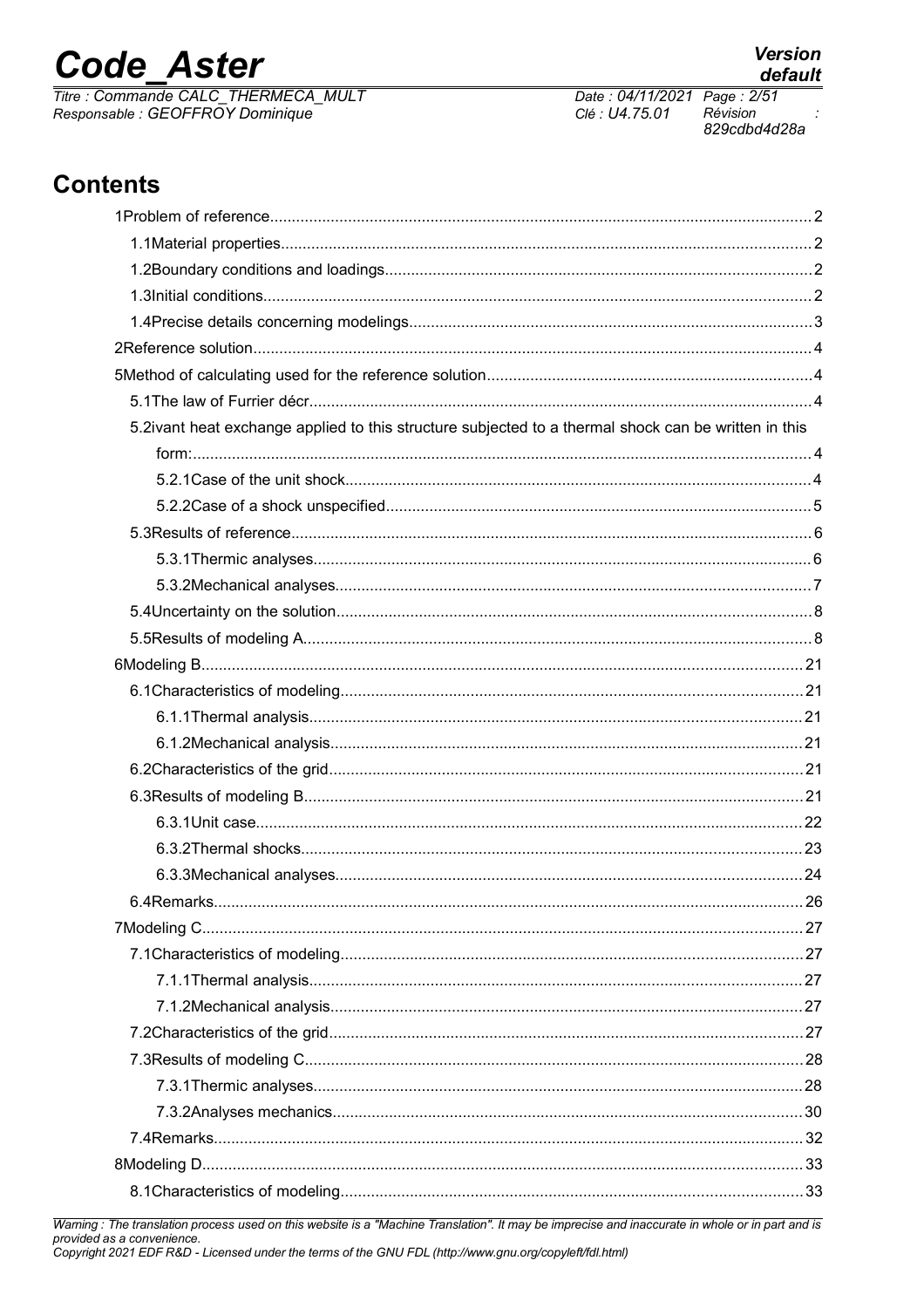## Contents

1Problem of reference....................2

1.1Material properties....................2

1.2Boundary conditions and loadings....................2

1.3Initial conditions....................2

1.4Precise details concerning modelings....................3

2Reference solution....................4

5Method of calculating used for the reference solution....................4

5.1The law of Furrier décr....................4

5.2ivant heat exchange applied to this structure subjected to a thermal shock can be written in this form:....................4

5.2.1Case of the unit shock....................4

5.2.2Case of a shock unspecified....................5

5.3Results of reference....................6

5.3.1Thermic analyses....................6

5.3.2Mechanical analyses....................7

5.4Uncertainty on the solution....................8

5.5Results of modeling A....................8

6Modeling B....................21

6.1Characteristics of modeling....................21

6.1.1Thermal analysis....................21

6.1.2Mechanical analysis....................21

6.2Characteristics of the grid....................21

6.3Results of modeling B....................21

6.3.1Unit case....................22

6.3.2Thermal shocks....................23

6.3.3Mechanical analyses....................24

6.4Remarks....................26

7Modeling C....................27

7.1Characteristics of modeling....................27

7.1.1Thermal analysis....................27

7.1.2Mechanical analysis....................27

7.2Characteristics of the grid....................27

7.3Results of modeling C....................28

7.3.1Thermic analyses....................28

7.3.2Analyses mechanics....................30

7.4Remarks....................32

8Modeling D....................33

8.1Characteristics of modeling....................33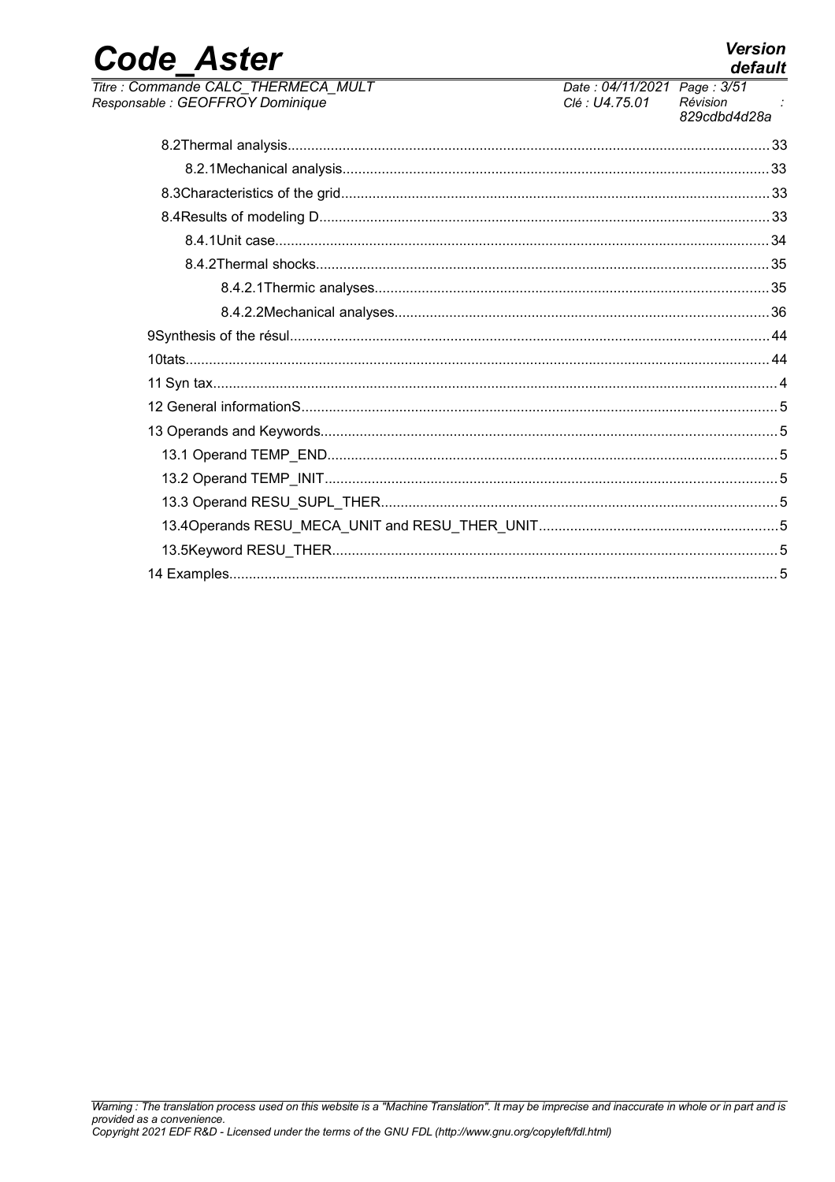8.2Thermal analysis........................................................................................................................33

8.2.1Mechanical analysis...........................................................................................................33

8.3Characteristics of the grid...........................................................................................................33

8.4Results of modeling D.................................................................................................................33

8.4.1Unit case...........................................................................................................................34

8.4.2Thermal shocks.................................................................................................................35

8.4.2.1Thermic analyses..................................................................................................35

8.4.2.2Mechanical analyses.............................................................................................36

9Synthesis of the résul........................................................................................................................44

10tats...................................................................................................................................................44

11 Syn tax.............................................................................................................................................4

12 General informationS.......................................................................................................................5

13 Operands and Keywords..................................................................................................................5

13.1 Operand TEMP_END.................................................................................................................5

13.2 Operand TEMP_INIT..................................................................................................................5

13.3 Operand RESU_SUPL_THER....................................................................................................5

13.4Operands RESU_MECA_UNIT and RESU_THER_UNIT............................................................5

13.5Keyword RESU_THER................................................................................................................5

14 Examples..........................................................................................................................................5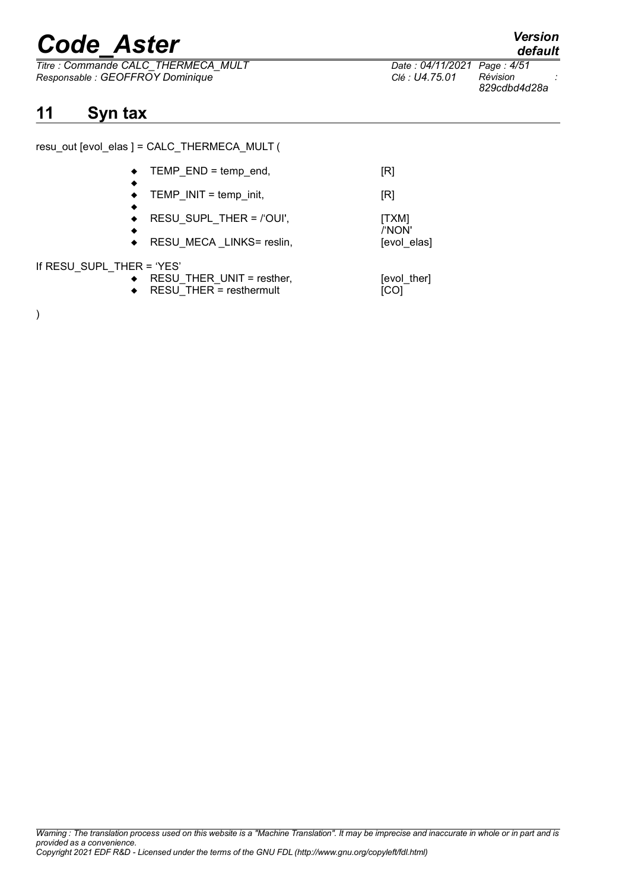# 11 Syn tax

```
resu_out [evol_elas ] = CALC_THERMECA_MULT (

    ◆  TEMP_END = temp_end,              [R]
    ◆
    ◆  TEMP_INIT = temp_init,            [R]
    ◆
    ◆  RESU_SUPL_THER = /'OUI',          [TXM]
    ◆                                    /'NON'
    ◆  RESU_MECA _LINKS= reslin,         [evol_elas]

If RESU_SUPL_THER = 'YES'
    ◆  RESU_THER_UNIT = resther,         [evol_ther]
    ◆  RESU_THER = resthermult           [CO]

)
```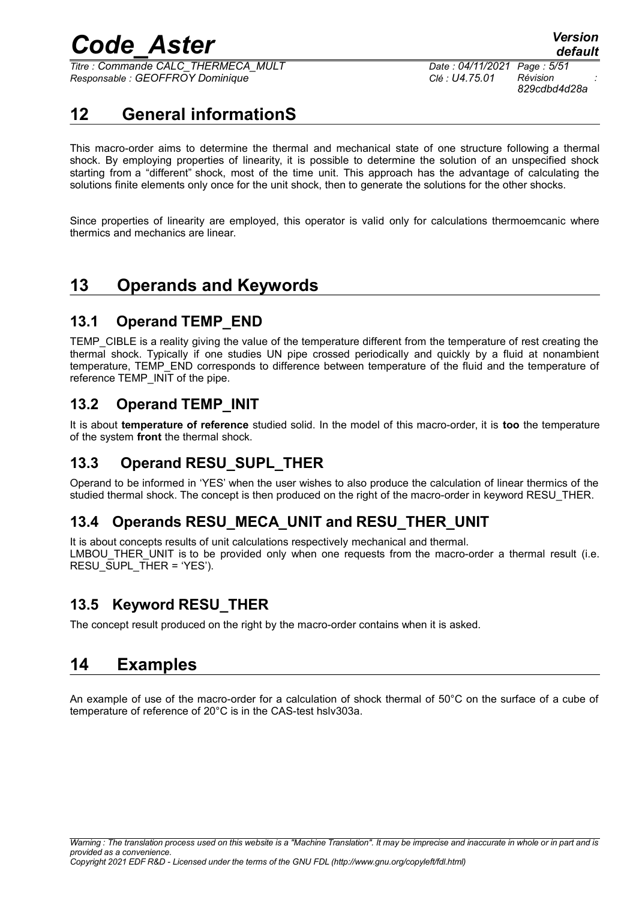# 12 General informationS

This macro-order aims to determine the thermal and mechanical state of one structure following a thermal shock. By employing properties of linearity, it is possible to determine the solution of an unspecified shock starting from a "different" shock, most of the time unit. This approach has the advantage of calculating the solutions finite elements only once for the unit shock, then to generate the solutions for the other shocks.

Since properties of linearity are employed, this operator is valid only for calculations thermoemcanic where thermics and mechanics are linear.

# 13 Operands and Keywords

## 13.1 Operand TEMP_END

TEMP_CIBLE is a reality giving the value of the temperature different from the temperature of rest creating the thermal shock. Typically if one studies UN pipe crossed periodically and quickly by a fluid at nonambient temperature, TEMP_END corresponds to difference between temperature of the fluid and the temperature of reference TEMP_INIT of the pipe.

## 13.2 Operand TEMP_INIT

It is about **temperature of reference** studied solid. In the model of this macro-order, it is **too** the temperature of the system **front** the thermal shock.

## 13.3 Operand RESU_SUPL_THER

Operand to be informed in 'YES' when the user wishes to also produce the calculation of linear thermics of the studied thermal shock. The concept is then produced on the right of the macro-order in keyword RESU_THER.

## 13.4 Operands RESU_MECA_UNIT and RESU_THER_UNIT

It is about concepts results of unit calculations respectively mechanical and thermal.
LMBOU_THER_UNIT is to be provided only when one requests from the macro-order a thermal result (i.e. RESU_SUPL_THER = 'YES').

## 13.5 Keyword RESU_THER

The concept result produced on the right by the macro-order contains when it is asked.

# 14 Examples

An example of use of the macro-order for a calculation of shock thermal of 50°C on the surface of a cube of temperature of reference of 20°C is in the CAS-test hslv303a.